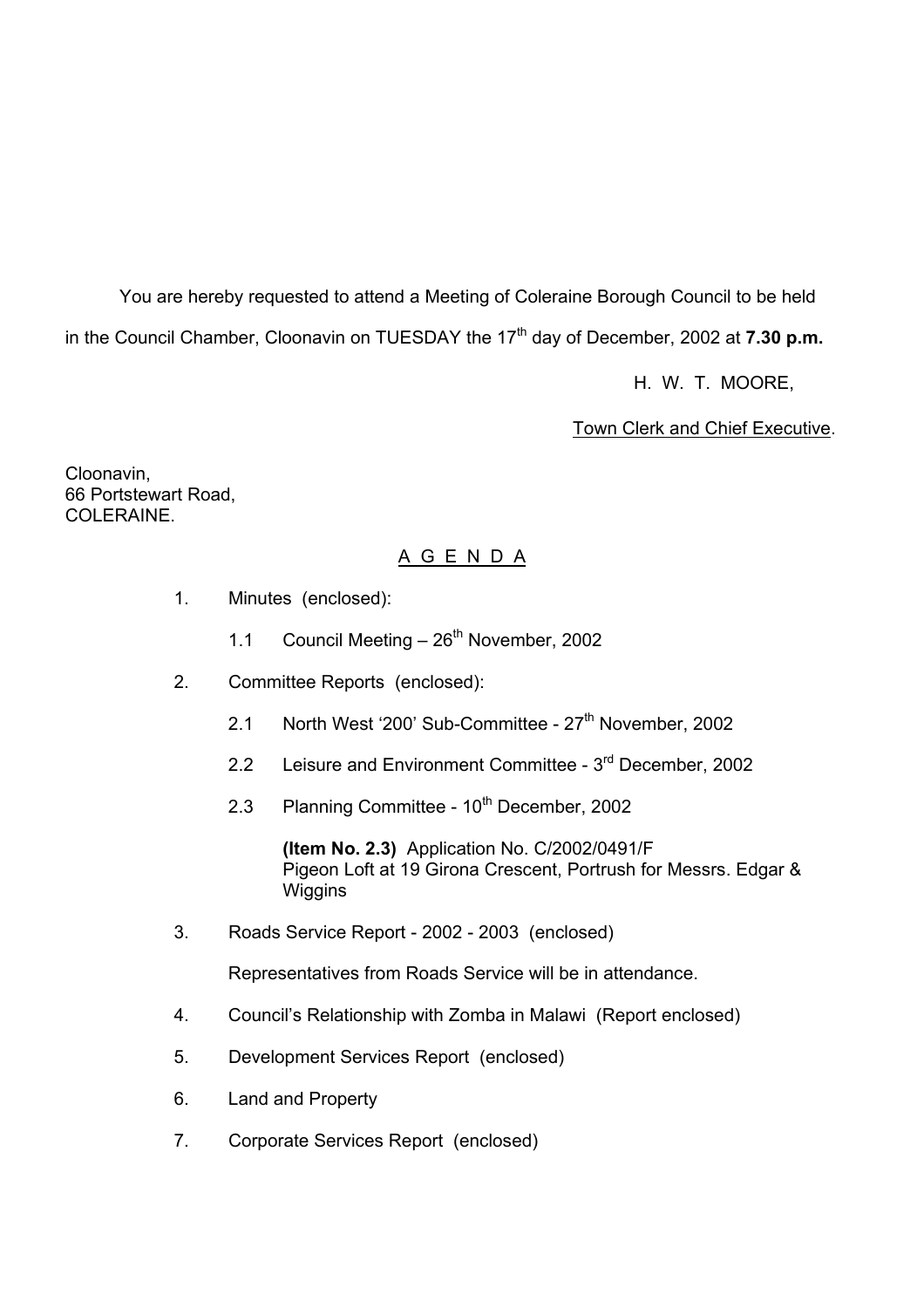You are hereby requested to attend a Meeting of Coleraine Borough Council to be held in the Council Chamber, Cloonavin on TUESDAY the 17th day of December, 2002 at **7.30 p.m.**

H. W. T. MOORE,

Town Clerk and Chief Executive.

Cloonavin,
66 Portstewart Road,
COLERAINE.

## A G E N D A

1. Minutes (enclosed):

   1.1 Council Meeting – 26th November, 2002

2. Committee Reports (enclosed):

   2.1 North West '200' Sub-Committee - 27th November, 2002

   2.2 Leisure and Environment Committee - 3rd December, 2002

   2.3 Planning Committee - 10th December, 2002

   **(Item No. 2.3)** Application No. C/2002/0491/F
   Pigeon Loft at 19 Girona Crescent, Portrush for Messrs. Edgar & Wiggins

3. Roads Service Report - 2002 - 2003 (enclosed)

   Representatives from Roads Service will be in attendance.

4. Council's Relationship with Zomba in Malawi (Report enclosed)

5. Development Services Report (enclosed)

6. Land and Property

7. Corporate Services Report (enclosed)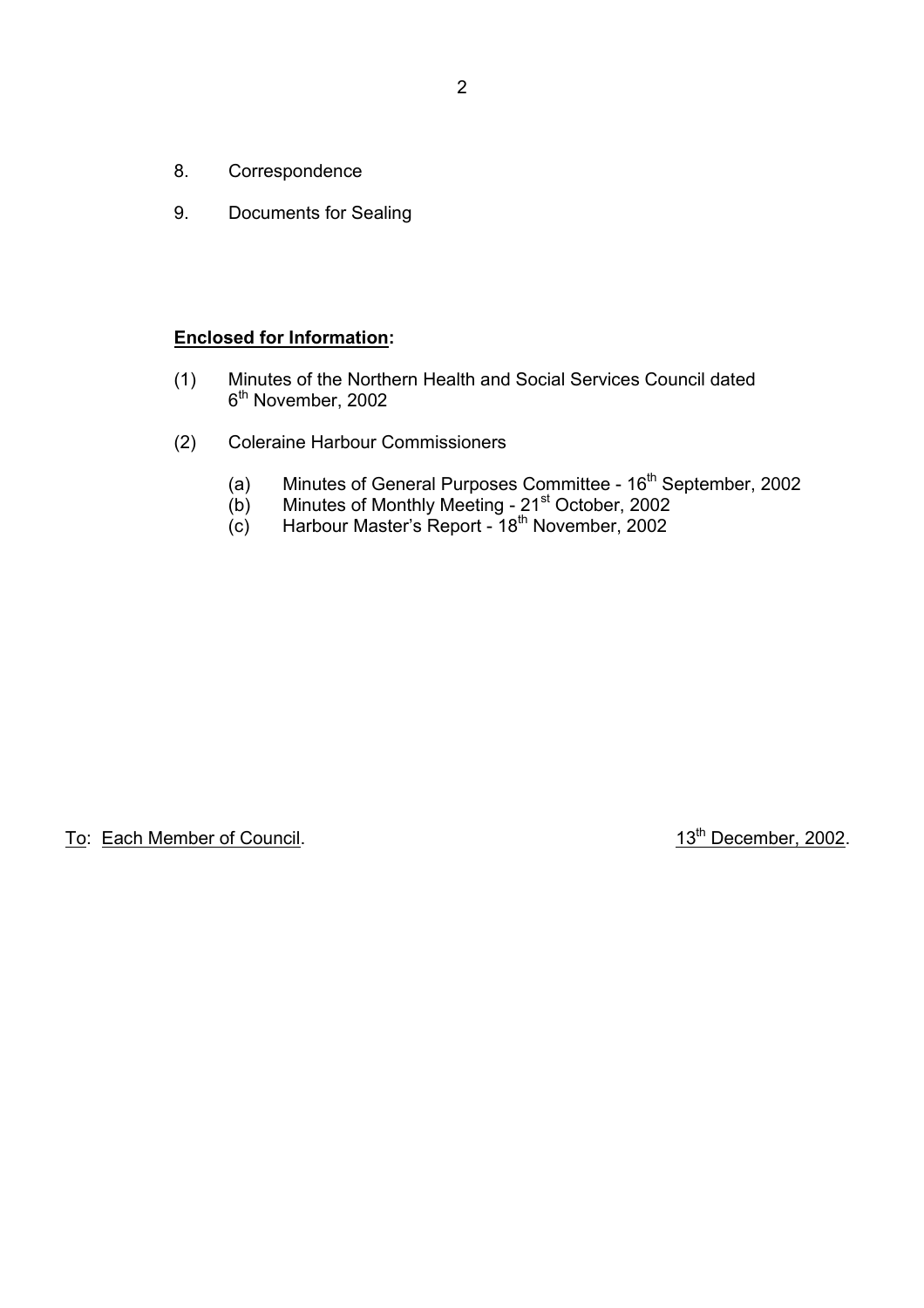8. Correspondence

9. Documents for Sealing

**Enclosed for Information:**

(1) Minutes of the Northern Health and Social Services Council dated 6th November, 2002

(2) Coleraine Harbour Commissioners

   (a) Minutes of General Purposes Committee - 16th September, 2002
   (b) Minutes of Monthly Meeting - 21st October, 2002
   (c) Harbour Master's Report - 18th November, 2002

To: Each Member of Council. 13th December, 2002.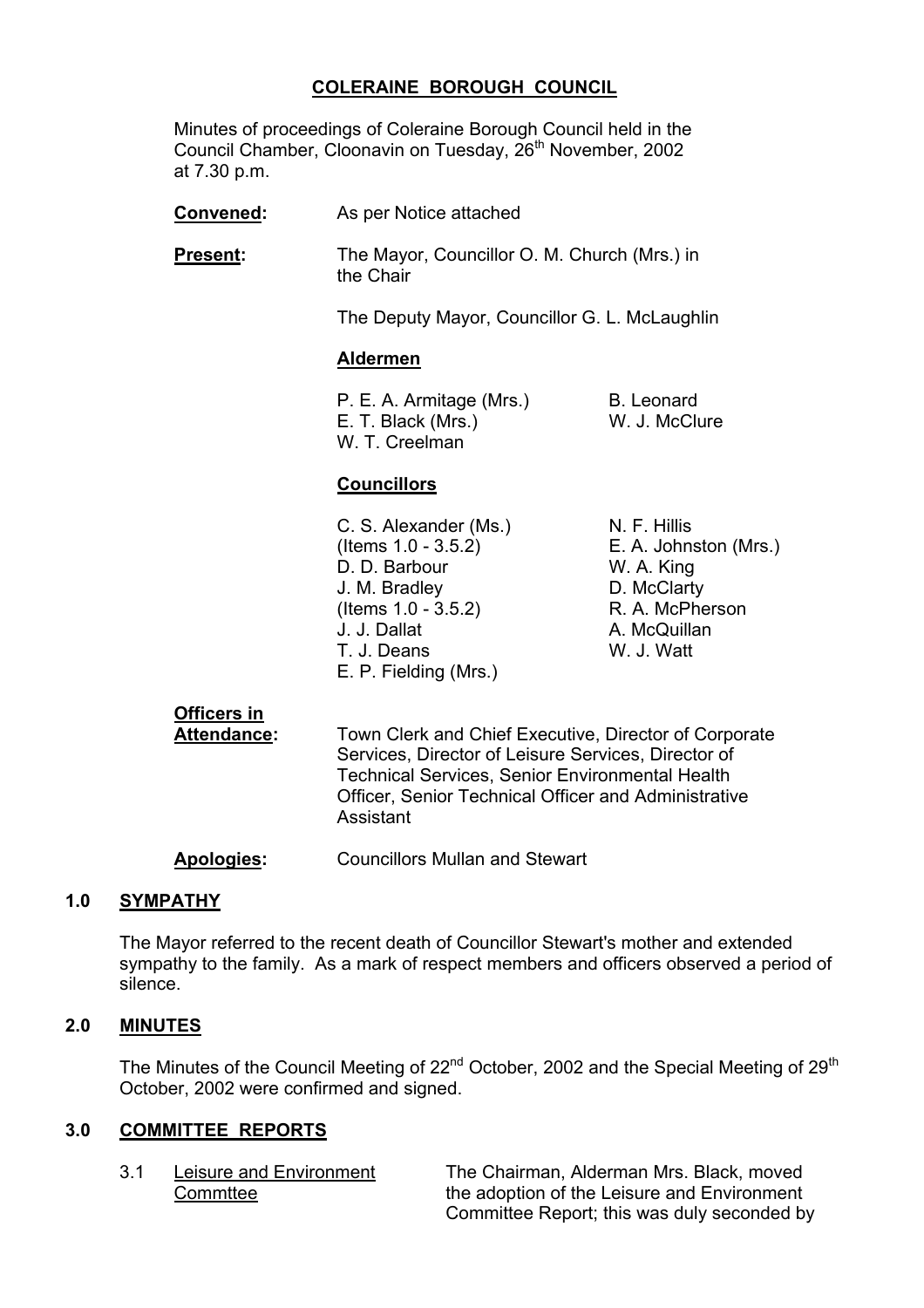# COLERAINE BOROUGH COUNCIL

Minutes of proceedings of Coleraine Borough Council held in the Council Chamber, Cloonavin on Tuesday, 26th November, 2002 at 7.30 p.m.

**Convened:** As per Notice attached

**Present:** The Mayor, Councillor O. M. Church (Mrs.) in the Chair

The Deputy Mayor, Councillor G. L. McLaughlin

**Aldermen**

P. E. A. Armitage (Mrs.)
E. T. Black (Mrs.)
W. T. Creelman
B. Leonard
W. J. McClure

**Councillors**

C. S. Alexander (Ms.) (Items 1.0 - 3.5.2)
D. D. Barbour
J. M. Bradley (Items 1.0 - 3.5.2)
J. J. Dallat
T. J. Deans
E. P. Fielding (Mrs.)
N. F. Hillis
E. A. Johnston (Mrs.)
W. A. King
D. McClarty
R. A. McPherson
A. McQuillan
W. J. Watt

**Officers in Attendance:** Town Clerk and Chief Executive, Director of Corporate Services, Director of Leisure Services, Director of Technical Services, Senior Environmental Health Officer, Senior Technical Officer and Administrative Assistant

**Apologies:** Councillors Mullan and Stewart

## 1.0 SYMPATHY

The Mayor referred to the recent death of Councillor Stewart's mother and extended sympathy to the family. As a mark of respect members and officers observed a period of silence.

## 2.0 MINUTES

The Minutes of the Council Meeting of 22nd October, 2002 and the Special Meeting of 29th October, 2002 were confirmed and signed.

## 3.0 COMMITTEE REPORTS

3.1 Leisure and Environment Commttee

The Chairman, Alderman Mrs. Black, moved the adoption of the Leisure and Environment Committee Report; this was duly seconded by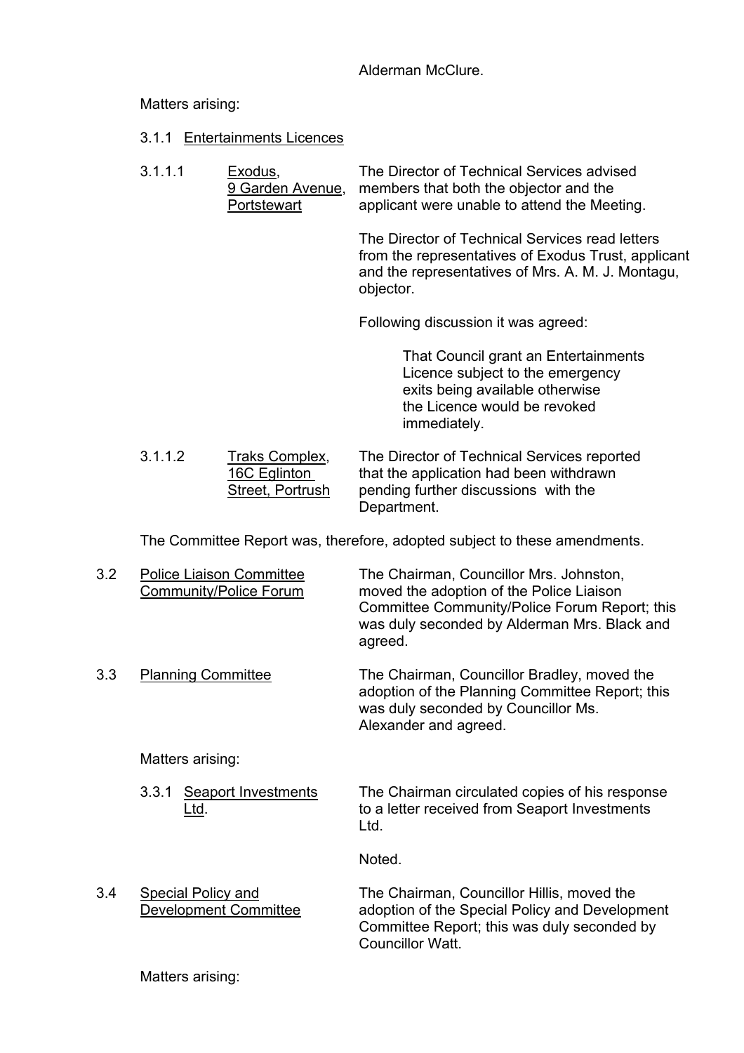Alderman McClure.

Matters arising:

3.1.1 Entertainments Licences

3.1.1.1 Exodus, 9 Garden Avenue, Portstewart

The Director of Technical Services advised members that both the objector and the applicant were unable to attend the Meeting.

The Director of Technical Services read letters from the representatives of Exodus Trust, applicant and the representatives of Mrs. A. M. J. Montagu, objector.

Following discussion it was agreed:

> That Council grant an Entertainments Licence subject to the emergency exits being available otherwise the Licence would be revoked immediately.

3.1.1.2 Traks Complex, 16C Eglinton Street, Portrush

The Director of Technical Services reported that the application had been withdrawn pending further discussions with the Department.

The Committee Report was, therefore, adopted subject to these amendments.

3.2 Police Liaison Committee Community/Police Forum

The Chairman, Councillor Mrs. Johnston, moved the adoption of the Police Liaison Committee Community/Police Forum Report; this was duly seconded by Alderman Mrs. Black and agreed.

3.3 Planning Committee

The Chairman, Councillor Bradley, moved the adoption of the Planning Committee Report; this was duly seconded by Councillor Ms. Alexander and agreed.

Matters arising:

3.3.1 Seaport Investments Ltd.

The Chairman circulated copies of his response to a letter received from Seaport Investments Ltd.

Noted.

3.4 Special Policy and Development Committee

The Chairman, Councillor Hillis, moved the adoption of the Special Policy and Development Committee Report; this was duly seconded by Councillor Watt.

Matters arising: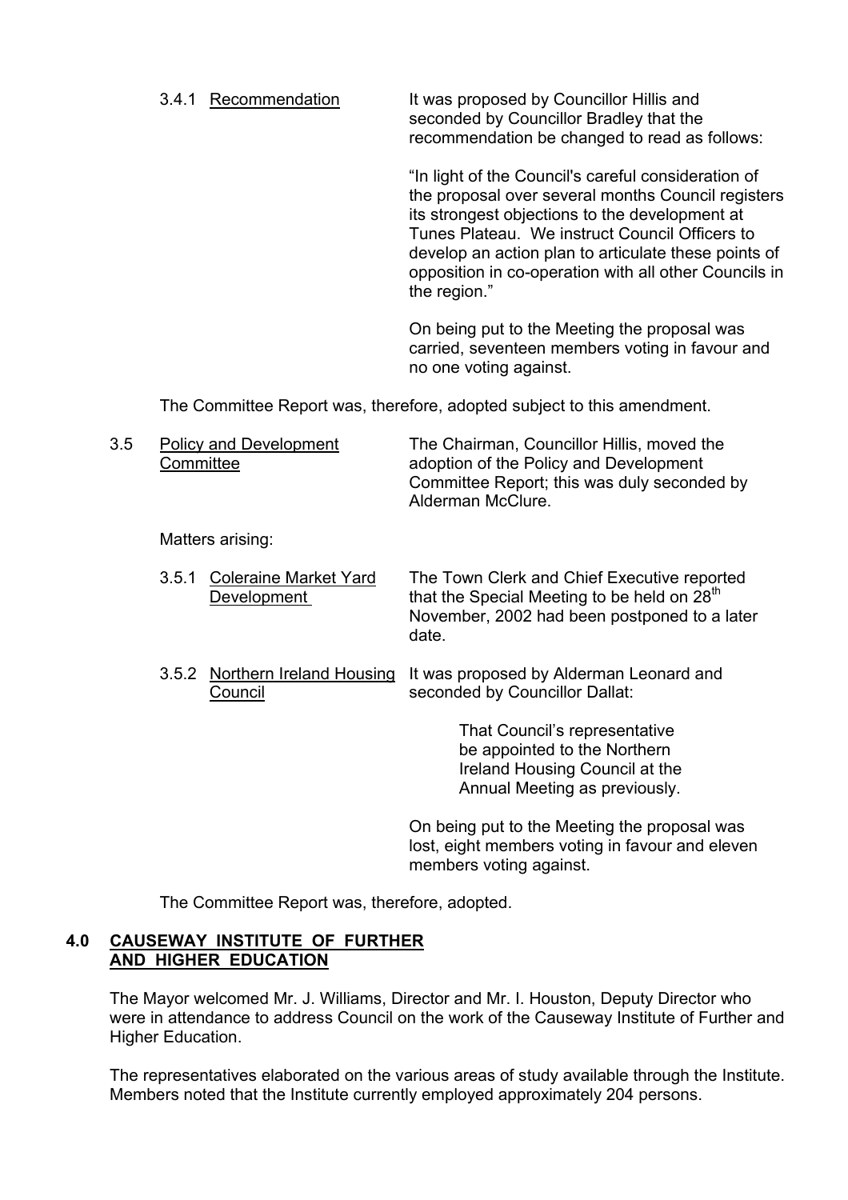3.4.1 <u>Recommendation</u>

It was proposed by Councillor Hillis and seconded by Councillor Bradley that the recommendation be changed to read as follows:

"In light of the Council's careful consideration of the proposal over several months Council registers its strongest objections to the development at Tunes Plateau. We instruct Council Officers to develop an action plan to articulate these points of opposition in co-operation with all other Councils in the region."

On being put to the Meeting the proposal was carried, seventeen members voting in favour and no one voting against.

The Committee Report was, therefore, adopted subject to this amendment.

3.5 <u>Policy and Development Committee</u>

The Chairman, Councillor Hillis, moved the adoption of the Policy and Development Committee Report; this was duly seconded by Alderman McClure.

Matters arising:

3.5.1 <u>Coleraine Market Yard Development</u>

The Town Clerk and Chief Executive reported that the Special Meeting to be held on 28th November, 2002 had been postponed to a later date.

3.5.2 <u>Northern Ireland Housing Council</u>

It was proposed by Alderman Leonard and seconded by Councillor Dallat:

> That Council's representative be appointed to the Northern Ireland Housing Council at the Annual Meeting as previously.

On being put to the Meeting the proposal was lost, eight members voting in favour and eleven members voting against.

The Committee Report was, therefore, adopted.

## 4.0 <u>CAUSEWAY INSTITUTE OF FURTHER AND HIGHER EDUCATION</u>

The Mayor welcomed Mr. J. Williams, Director and Mr. I. Houston, Deputy Director who were in attendance to address Council on the work of the Causeway Institute of Further and Higher Education.

The representatives elaborated on the various areas of study available through the Institute. Members noted that the Institute currently employed approximately 204 persons.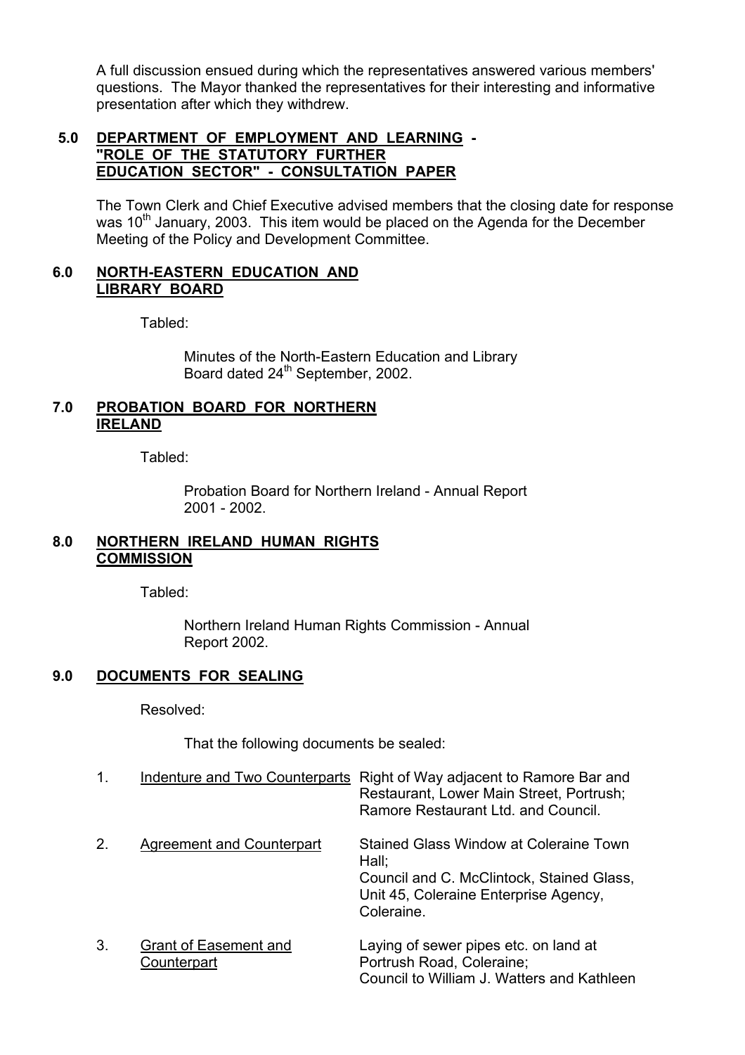A full discussion ensued during which the representatives answered various members' questions. The Mayor thanked the representatives for their interesting and informative presentation after which they withdrew.

## 5.0 DEPARTMENT OF EMPLOYMENT AND LEARNING - "ROLE OF THE STATUTORY FURTHER EDUCATION SECTOR" - CONSULTATION PAPER

The Town Clerk and Chief Executive advised members that the closing date for response was 10th January, 2003. This item would be placed on the Agenda for the December Meeting of the Policy and Development Committee.

## 6.0 NORTH-EASTERN EDUCATION AND LIBRARY BOARD

Tabled:

Minutes of the North-Eastern Education and Library Board dated 24th September, 2002.

## 7.0 PROBATION BOARD FOR NORTHERN IRELAND

Tabled:

Probation Board for Northern Ireland - Annual Report 2001 - 2002.

## 8.0 NORTHERN IRELAND HUMAN RIGHTS COMMISSION

Tabled:

Northern Ireland Human Rights Commission - Annual Report 2002.

## 9.0 DOCUMENTS FOR SEALING

Resolved:

That the following documents be sealed:

| | | |
|---|---|---|
| 1. | Indenture and Two Counterparts | Right of Way adjacent to Ramore Bar and Restaurant, Lower Main Street, Portrush; Ramore Restaurant Ltd. and Council. |
| 2. | Agreement and Counterpart | Stained Glass Window at Coleraine Town Hall; Council and C. McClintock, Stained Glass, Unit 45, Coleraine Enterprise Agency, Coleraine. |
| 3. | Grant of Easement and Counterpart | Laying of sewer pipes etc. on land at Portrush Road, Coleraine; Council to William J. Watters and Kathleen |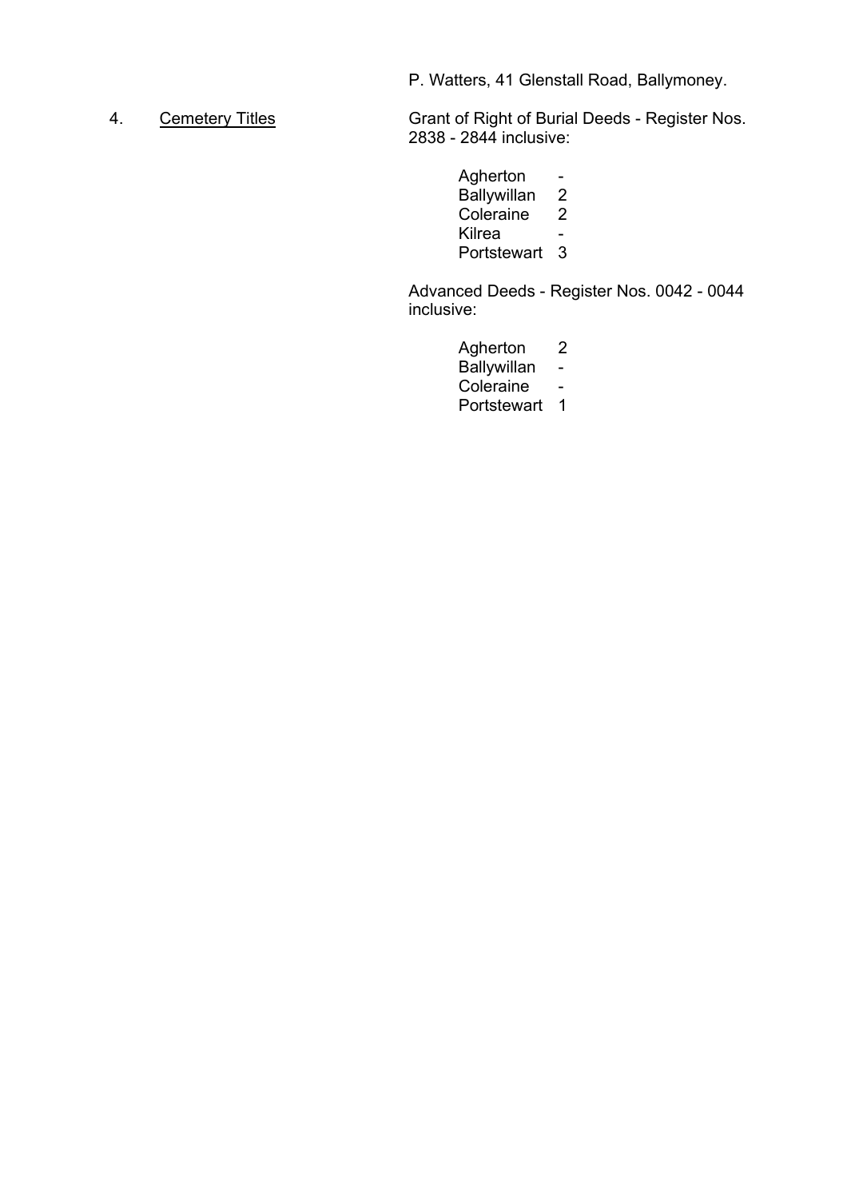P. Watters, 41 Glenstall Road, Ballymoney.

4. Cemetery Titles

Grant of Right of Burial Deeds - Register Nos. 2838 - 2844 inclusive:

| | |
|---|---|
| Agherton | - |
| Ballywillan | 2 |
| Coleraine | 2 |
| Kilrea | - |
| Portstewart | 3 |

Advanced Deeds - Register Nos. 0042 - 0044 inclusive:

| | |
|---|---|
| Agherton | 2 |
| Ballywillan | - |
| Coleraine | - |
| Portstewart | 1 |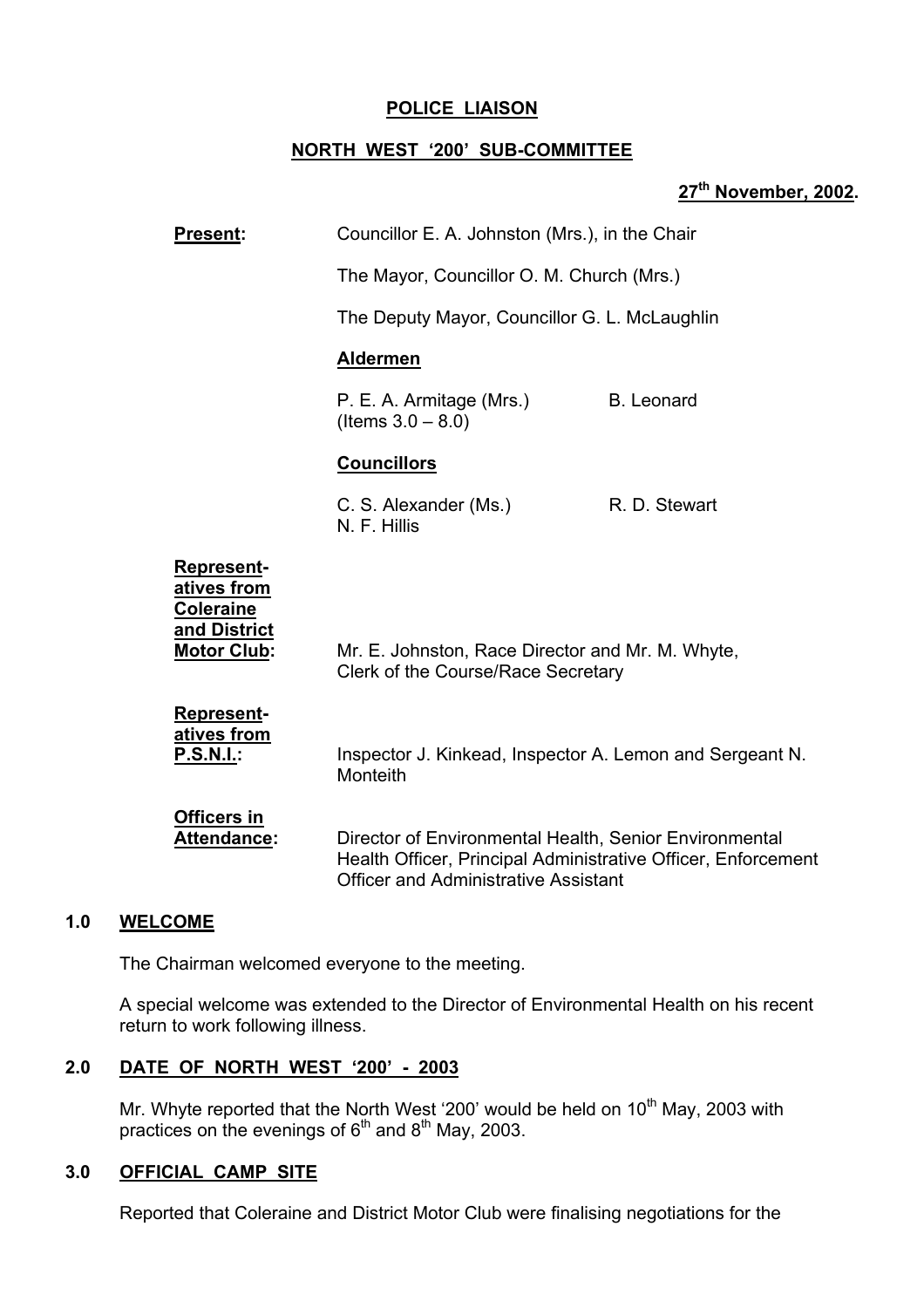**POLICE LIAISON**

**NORTH WEST '200' SUB-COMMITTEE**

**27th November, 2002.**

**Present:** Councillor E. A. Johnston (Mrs.), in the Chair

The Mayor, Councillor O. M. Church (Mrs.)

The Deputy Mayor, Councillor G. L. McLaughlin

**Aldermen**

P. E. A. Armitage (Mrs.) (Items 3.0 – 8.0) &nbsp;&nbsp;&nbsp; B. Leonard

**Councillors**

C. S. Alexander (Ms.) &nbsp;&nbsp;&nbsp; R. D. Stewart
N. F. Hillis

**Representatives from Coleraine and District Motor Club:** Mr. E. Johnston, Race Director and Mr. M. Whyte, Clerk of the Course/Race Secretary

**Representatives from P.S.N.I.:** Inspector J. Kinkead, Inspector A. Lemon and Sergeant N. Monteith

**Officers in Attendance:** Director of Environmental Health, Senior Environmental Health Officer, Principal Administrative Officer, Enforcement Officer and Administrative Assistant

## 1.0 WELCOME

The Chairman welcomed everyone to the meeting.

A special welcome was extended to the Director of Environmental Health on his recent return to work following illness.

## 2.0 DATE OF NORTH WEST '200' - 2003

Mr. Whyte reported that the North West '200' would be held on 10th May, 2003 with practices on the evenings of 6th and 8th May, 2003.

## 3.0 OFFICIAL CAMP SITE

Reported that Coleraine and District Motor Club were finalising negotiations for the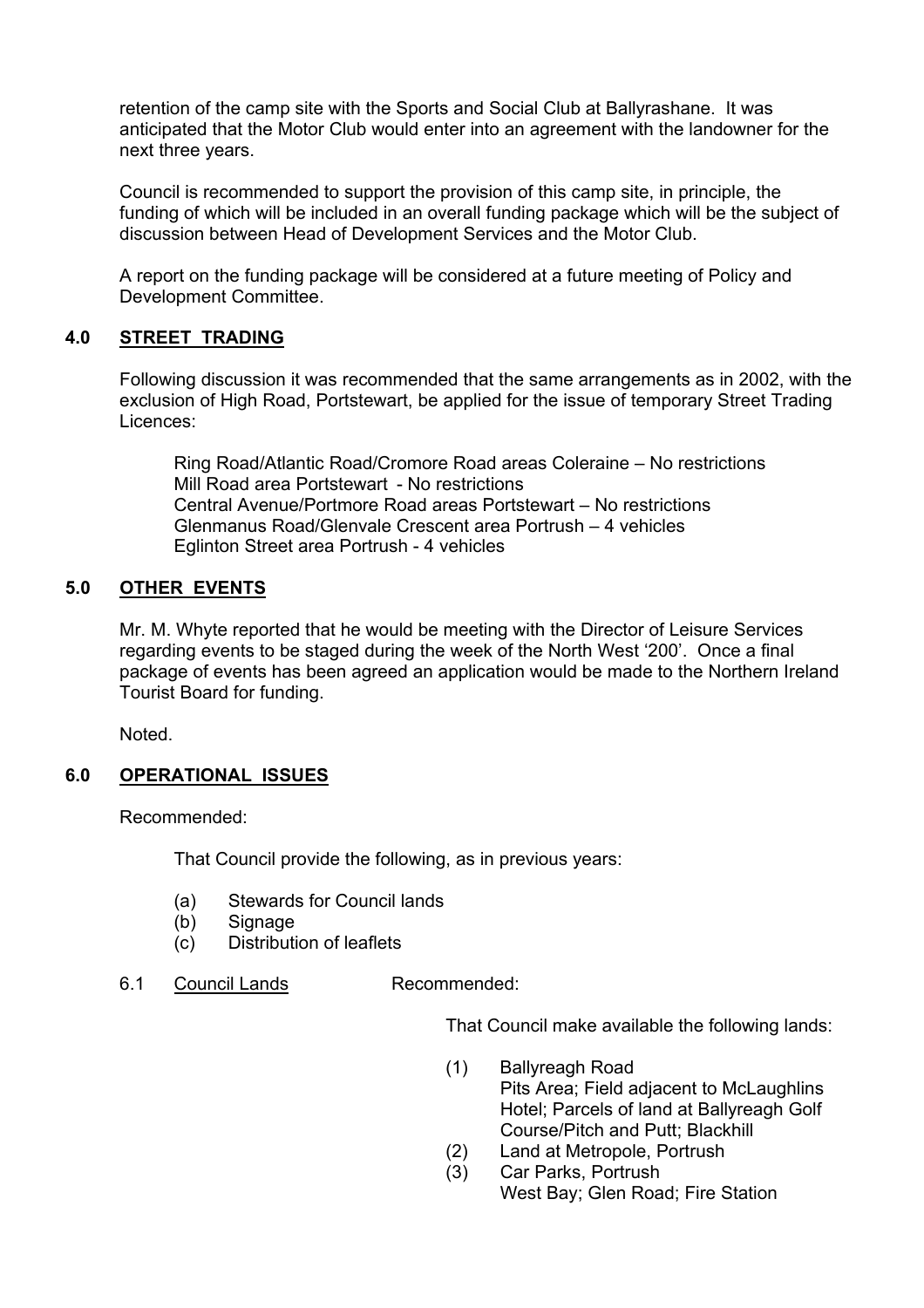retention of the camp site with the Sports and Social Club at Ballyrashane. It was anticipated that the Motor Club would enter into an agreement with the landowner for the next three years.

Council is recommended to support the provision of this camp site, in principle, the funding of which will be included in an overall funding package which will be the subject of discussion between Head of Development Services and the Motor Club.

A report on the funding package will be considered at a future meeting of Policy and Development Committee.

## 4.0 STREET TRADING

Following discussion it was recommended that the same arrangements as in 2002, with the exclusion of High Road, Portstewart, be applied for the issue of temporary Street Trading Licences:

Ring Road/Atlantic Road/Cromore Road areas Coleraine – No restrictions
Mill Road area Portstewart - No restrictions
Central Avenue/Portmore Road areas Portstewart – No restrictions
Glenmanus Road/Glenvale Crescent area Portrush – 4 vehicles
Eglinton Street area Portrush - 4 vehicles

## 5.0 OTHER EVENTS

Mr. M. Whyte reported that he would be meeting with the Director of Leisure Services regarding events to be staged during the week of the North West '200'. Once a final package of events has been agreed an application would be made to the Northern Ireland Tourist Board for funding.

Noted.

## 6.0 OPERATIONAL ISSUES

Recommended:

That Council provide the following, as in previous years:

(a) Stewards for Council lands
(b) Signage
(c) Distribution of leaflets

6.1 Council Lands — Recommended:

That Council make available the following lands:

(1) Ballyreagh Road
Pits Area; Field adjacent to McLaughlins Hotel; Parcels of land at Ballyreagh Golf Course/Pitch and Putt; Blackhill
(2) Land at Metropole, Portrush
(3) Car Parks, Portrush
West Bay; Glen Road; Fire Station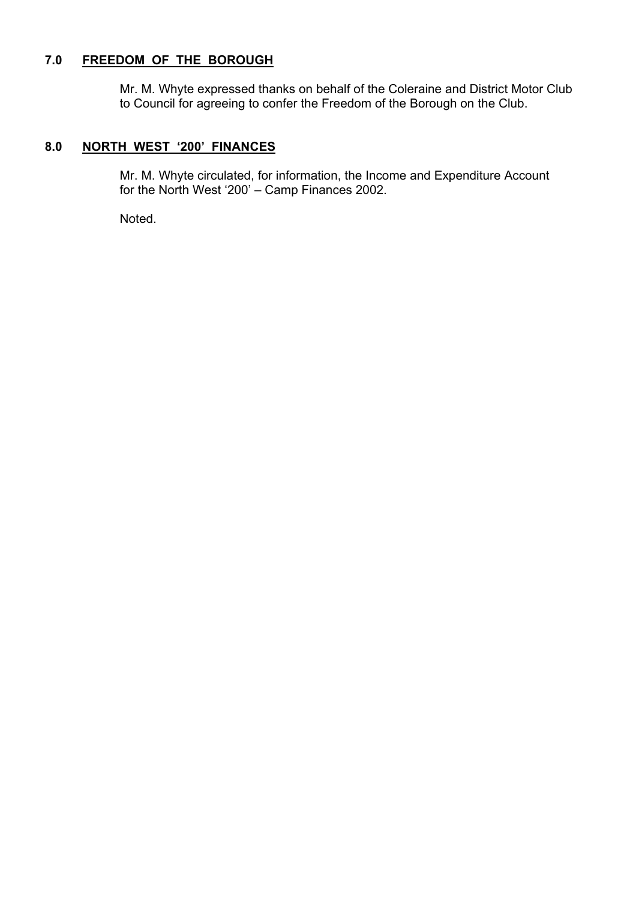## 7.0 FREEDOM OF THE BOROUGH

Mr. M. Whyte expressed thanks on behalf of the Coleraine and District Motor Club to Council for agreeing to confer the Freedom of the Borough on the Club.

## 8.0 NORTH WEST '200' FINANCES

Mr. M. Whyte circulated, for information, the Income and Expenditure Account for the North West '200' – Camp Finances 2002.

Noted.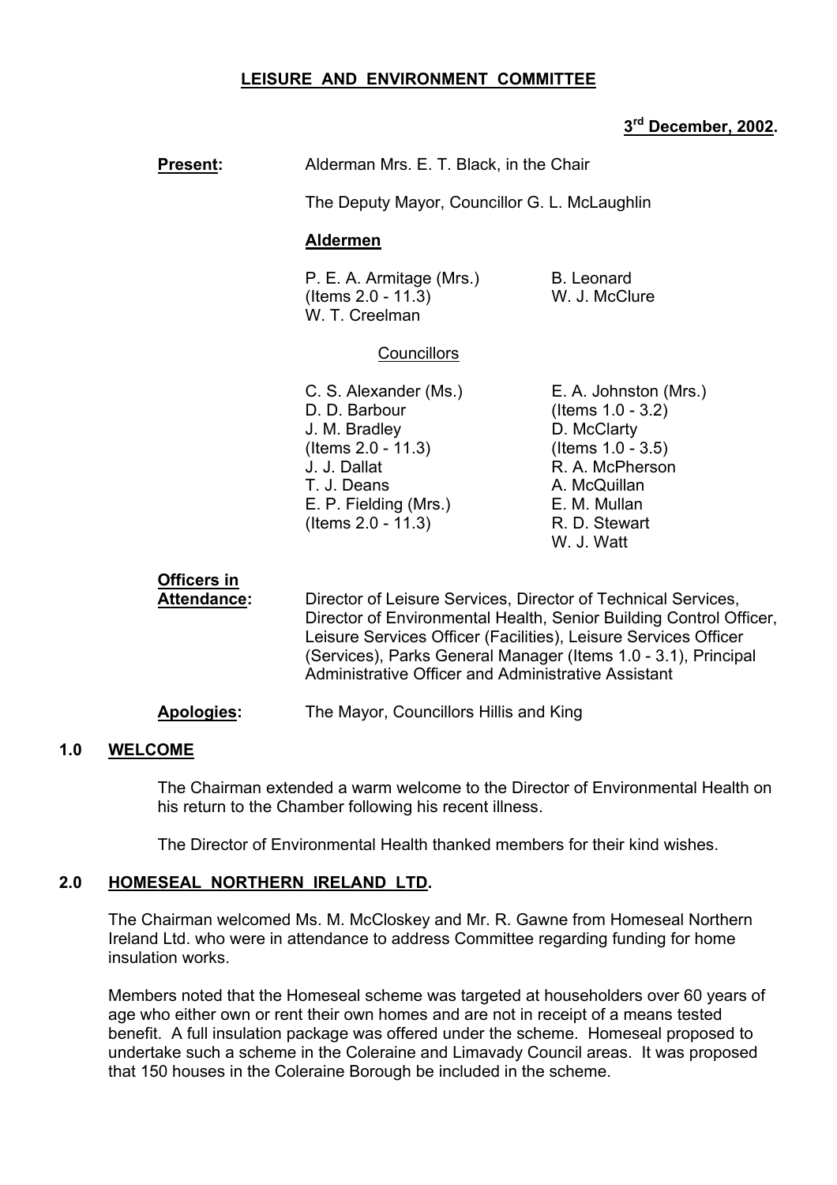# LEISURE AND ENVIRONMENT COMMITTEE

**3rd December, 2002.**

**Present:** Alderman Mrs. E. T. Black, in the Chair

The Deputy Mayor, Councillor G. L. McLaughlin

**Aldermen**

P. E. A. Armitage (Mrs.) (Items 2.0 - 11.3)
W. T. Creelman
B. Leonard
W. J. McClure

Councillors

C. S. Alexander (Ms.)
D. D. Barbour
J. M. Bradley (Items 2.0 - 11.3)
J. J. Dallat
T. J. Deans
E. P. Fielding (Mrs.) (Items 2.0 - 11.3)
E. A. Johnston (Mrs.) (Items 1.0 - 3.2)
D. McClarty (Items 1.0 - 3.5)
R. A. McPherson
A. McQuillan
E. M. Mullan
R. D. Stewart
W. J. Watt

**Officers in Attendance:** Director of Leisure Services, Director of Technical Services, Director of Environmental Health, Senior Building Control Officer, Leisure Services Officer (Facilities), Leisure Services Officer (Services), Parks General Manager (Items 1.0 - 3.1), Principal Administrative Officer and Administrative Assistant

**Apologies:** The Mayor, Councillors Hillis and King

## 1.0 WELCOME

The Chairman extended a warm welcome to the Director of Environmental Health on his return to the Chamber following his recent illness.

The Director of Environmental Health thanked members for their kind wishes.

## 2.0 HOMESEAL NORTHERN IRELAND LTD.

The Chairman welcomed Ms. M. McCloskey and Mr. R. Gawne from Homeseal Northern Ireland Ltd. who were in attendance to address Committee regarding funding for home insulation works.

Members noted that the Homeseal scheme was targeted at householders over 60 years of age who either own or rent their own homes and are not in receipt of a means tested benefit. A full insulation package was offered under the scheme. Homeseal proposed to undertake such a scheme in the Coleraine and Limavady Council areas. It was proposed that 150 houses in the Coleraine Borough be included in the scheme.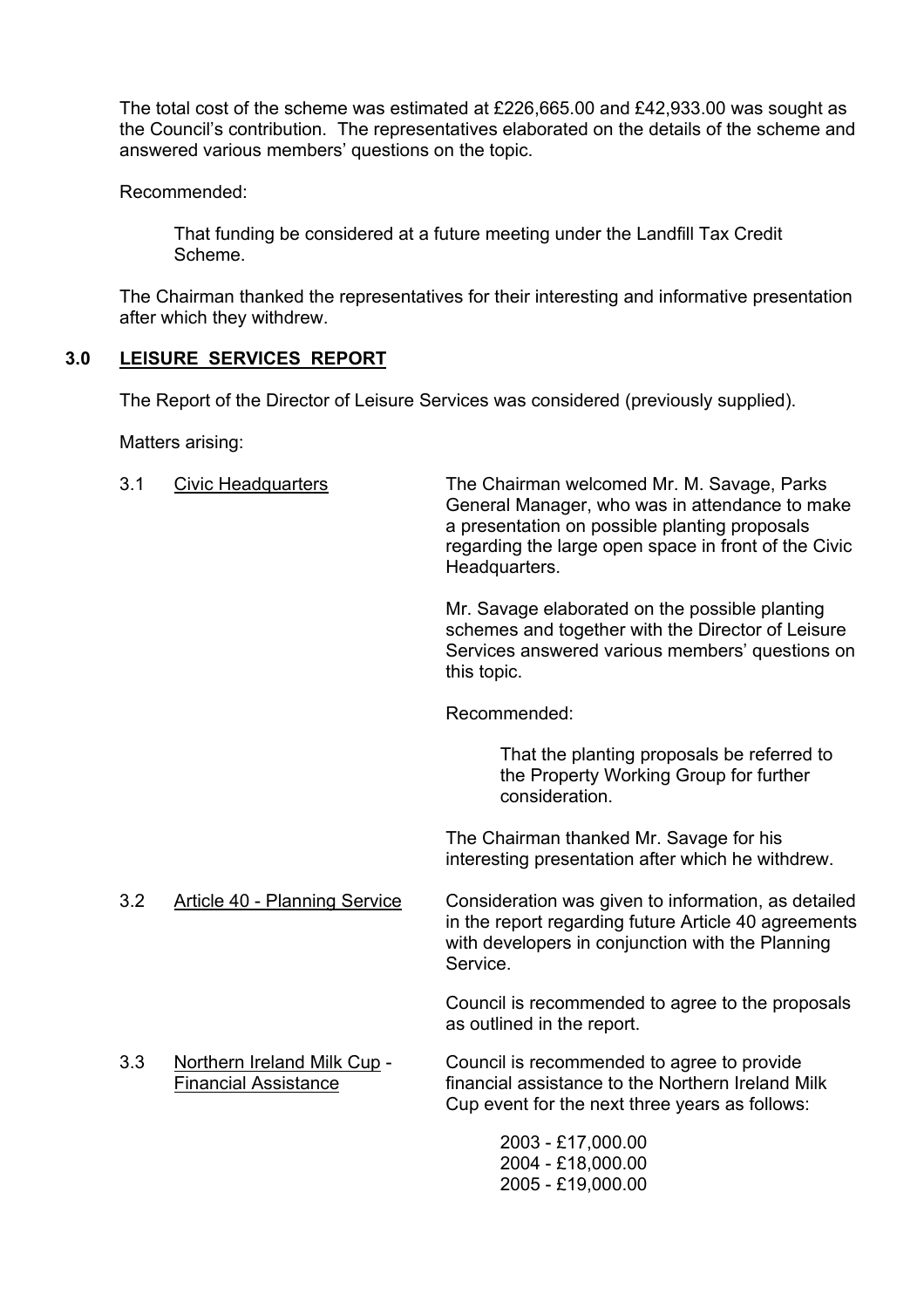The total cost of the scheme was estimated at £226,665.00 and £42,933.00 was sought as the Council's contribution. The representatives elaborated on the details of the scheme and answered various members' questions on the topic.

Recommended:

> That funding be considered at a future meeting under the Landfill Tax Credit Scheme.

The Chairman thanked the representatives for their interesting and informative presentation after which they withdrew.

## 3.0 LEISURE SERVICES REPORT

The Report of the Director of Leisure Services was considered (previously supplied).

Matters arising:

**3.1 Civic Headquarters**

The Chairman welcomed Mr. M. Savage, Parks General Manager, who was in attendance to make a presentation on possible planting proposals regarding the large open space in front of the Civic Headquarters.

Mr. Savage elaborated on the possible planting schemes and together with the Director of Leisure Services answered various members' questions on this topic.

Recommended:

> That the planting proposals be referred to the Property Working Group for further consideration.

The Chairman thanked Mr. Savage for his interesting presentation after which he withdrew.

**3.2 Article 40 - Planning Service**

Consideration was given to information, as detailed in the report regarding future Article 40 agreements with developers in conjunction with the Planning Service.

Council is recommended to agree to the proposals as outlined in the report.

**3.3 Northern Ireland Milk Cup - Financial Assistance**

Council is recommended to agree to provide financial assistance to the Northern Ireland Milk Cup event for the next three years as follows:

2003 - £17,000.00
2004 - £18,000.00
2005 - £19,000.00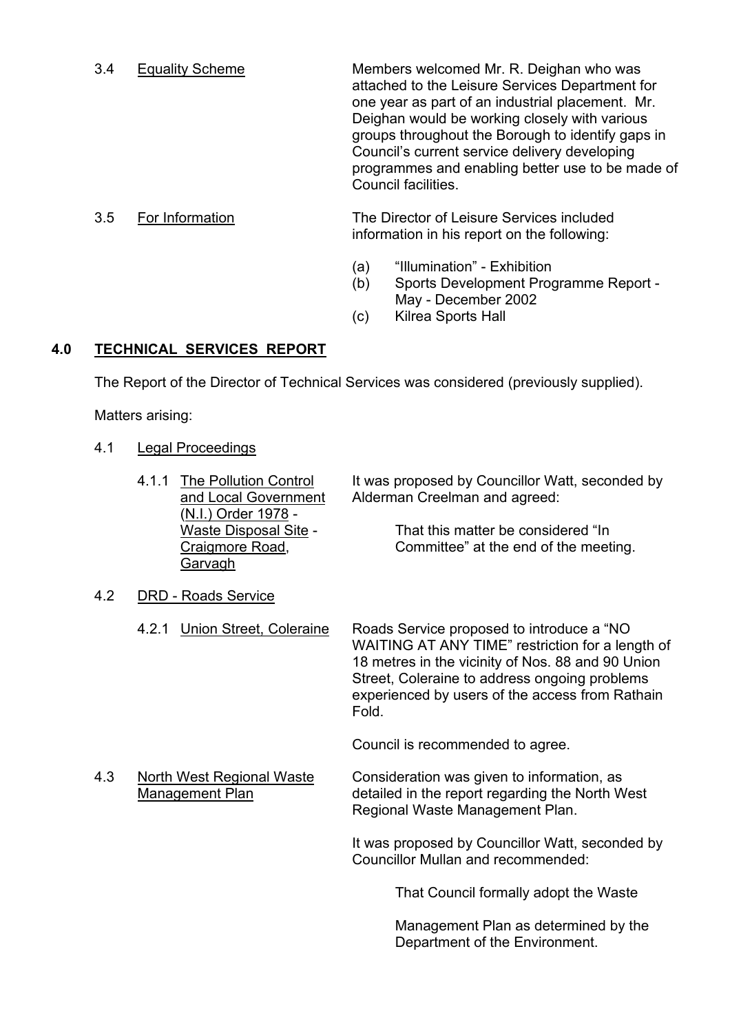3.4 Equality Scheme

Members welcomed Mr. R. Deighan who was attached to the Leisure Services Department for one year as part of an industrial placement. Mr. Deighan would be working closely with various groups throughout the Borough to identify gaps in Council's current service delivery developing programmes and enabling better use to be made of Council facilities.

3.5 For Information

The Director of Leisure Services included information in his report on the following:

(a) "Illumination" - Exhibition
(b) Sports Development Programme Report - May - December 2002
(c) Kilrea Sports Hall

## 4.0 TECHNICAL SERVICES REPORT

The Report of the Director of Technical Services was considered (previously supplied).

Matters arising:

4.1 Legal Proceedings

4.1.1 The Pollution Control and Local Government (N.I.) Order 1978 - Waste Disposal Site - Craigmore Road, Garvagh

It was proposed by Councillor Watt, seconded by Alderman Creelman and agreed:

> That this matter be considered "In Committee" at the end of the meeting.

4.2 DRD - Roads Service

4.2.1 Union Street, Coleraine

Roads Service proposed to introduce a "NO WAITING AT ANY TIME" restriction for a length of 18 metres in the vicinity of Nos. 88 and 90 Union Street, Coleraine to address ongoing problems experienced by users of the access from Rathain Fold.

Council is recommended to agree.

4.3 North West Regional Waste Management Plan

Consideration was given to information, as detailed in the report regarding the North West Regional Waste Management Plan.

It was proposed by Councillor Watt, seconded by Councillor Mullan and recommended:

> That Council formally adopt the Waste
>
> Management Plan as determined by the Department of the Environment.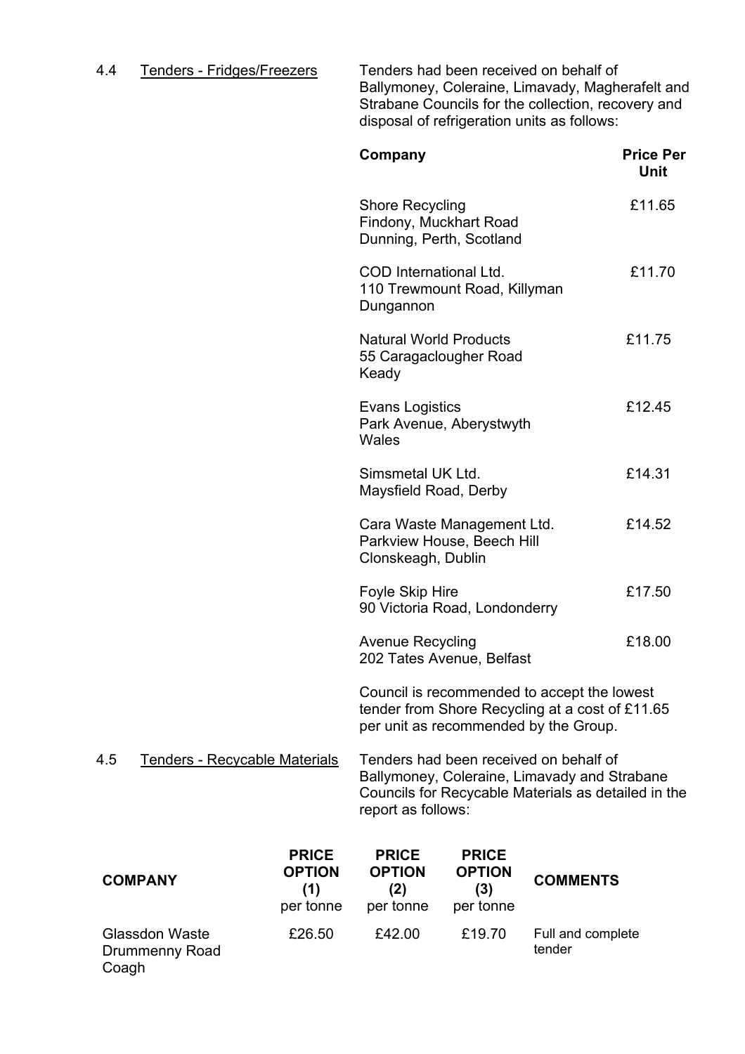4.4 <u>Tenders - Fridges/Freezers</u>

Tenders had been received on behalf of Ballymoney, Coleraine, Limavady, Magherafelt and Strabane Councils for the collection, recovery and disposal of refrigeration units as follows:

| Company | Price Per Unit |
|---|---|
| Shore Recycling<br>Findony, Muckhart Road<br>Dunning, Perth, Scotland | £11.65 |
| COD International Ltd.<br>110 Trewmount Road, Killyman<br>Dungannon | £11.70 |
| Natural World Products<br>55 Caragaclougher Road<br>Keady | £11.75 |
| Evans Logistics<br>Park Avenue, Aberystwyth<br>Wales | £12.45 |
| Simsmetal UK Ltd.<br>Maysfield Road, Derby | £14.31 |
| Cara Waste Management Ltd.<br>Parkview House, Beech Hill<br>Clonskeagh, Dublin | £14.52 |
| Foyle Skip Hire<br>90 Victoria Road, Londonderry | £17.50 |
| Avenue Recycling<br>202 Tates Avenue, Belfast | £18.00 |

Council is recommended to accept the lowest tender from Shore Recycling at a cost of £11.65 per unit as recommended by the Group.

4.5 <u>Tenders - Recyclable Materials</u>

Tenders had been received on behalf of Ballymoney, Coleraine, Limavady and Strabane Councils for Recyclable Materials as detailed in the report as follows:

| COMPANY | PRICE OPTION (1) per tonne | PRICE OPTION (2) per tonne | PRICE OPTION (3) per tonne | COMMENTS |
|---|---|---|---|---|
| Glassdon Waste<br>Drummenny Road<br>Coagh | £26.50 | £42.00 | £19.70 | Full and complete tender |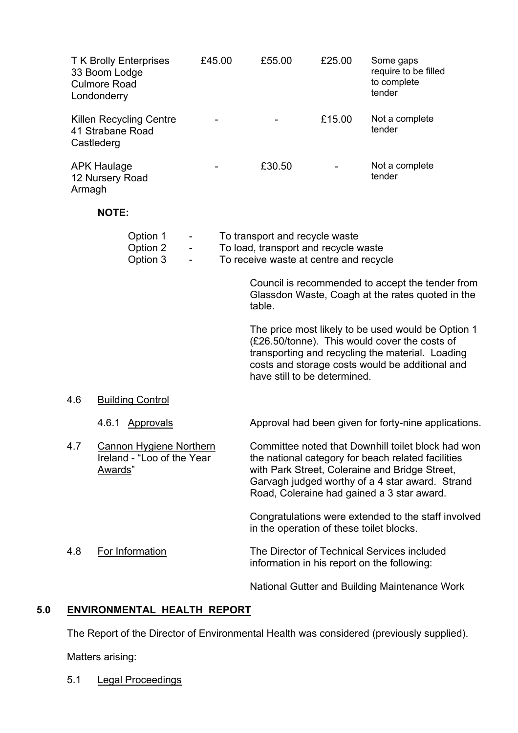| | | | | |
|---|---|---|---|---|
| T K Brolly Enterprises 33 Boom Lodge Culmore Road Londonderry | £45.00 | £55.00 | £25.00 | Some gaps require to be filled to complete tender |
| Killen Recycling Centre 41 Strabane Road Castlederg | - | - | £15.00 | Not a complete tender |
| APK Haulage 12 Nursery Road Armagh | - | £30.50 | - | Not a complete tender |

**NOTE:**

Option 1 - To transport and recycle waste
Option 2 - To load, transport and recycle waste
Option 3 - To receive waste at centre and recycle

Council is recommended to accept the tender from Glassdon Waste, Coagh at the rates quoted in the table.

The price most likely to be used would be Option 1 (£26.50/tonne). This would cover the costs of transporting and recycling the material. Loading costs and storage costs would be additional and have still to be determined.

4.6 Building Control

4.6.1 Approvals

Approval had been given for forty-nine applications.

4.7 Cannon Hygiene Northern Ireland - "Loo of the Year Awards"

Committee noted that Downhill toilet block had won the national category for beach related facilities with Park Street, Coleraine and Bridge Street, Garvagh judged worthy of a 4 star award. Strand Road, Coleraine had gained a 3 star award.

Congratulations were extended to the staff involved in the operation of these toilet blocks.

4.8 For Information

The Director of Technical Services included information in his report on the following:

National Gutter and Building Maintenance Work

## 5.0 ENVIRONMENTAL HEALTH REPORT

The Report of the Director of Environmental Health was considered (previously supplied).

Matters arising:

5.1 Legal Proceedings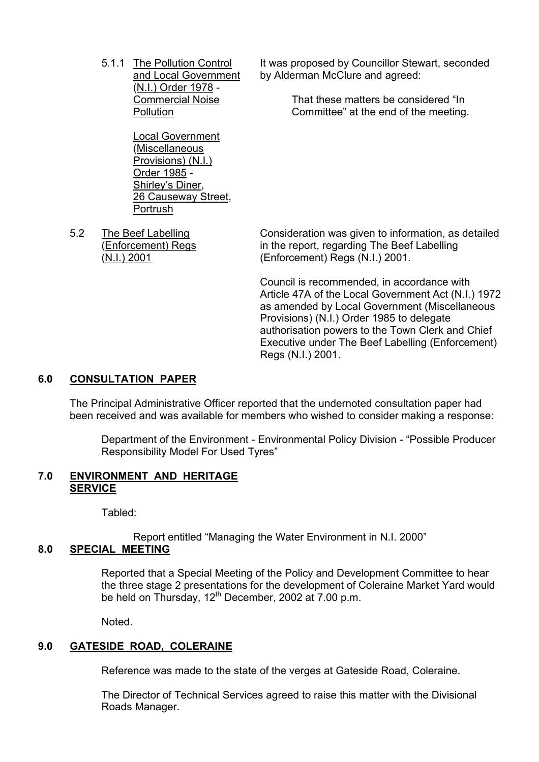5.1.1 The Pollution Control and Local Government (N.I.) Order 1978 - Commercial Noise Pollution

Local Government (Miscellaneous Provisions) (N.I.) Order 1985 - Shirley's Diner, 26 Causeway Street, Portrush

It was proposed by Councillor Stewart, seconded by Alderman McClure and agreed:

> That these matters be considered "In Committee" at the end of the meeting.

5.2 The Beef Labelling (Enforcement) Regs (N.I.) 2001

Consideration was given to information, as detailed in the report, regarding The Beef Labelling (Enforcement) Regs (N.I.) 2001.

Council is recommended, in accordance with Article 47A of the Local Government Act (N.I.) 1972 as amended by Local Government (Miscellaneous Provisions) (N.I.) Order 1985 to delegate authorisation powers to the Town Clerk and Chief Executive under The Beef Labelling (Enforcement) Regs (N.I.) 2001.

## 6.0 CONSULTATION PAPER

The Principal Administrative Officer reported that the undernoted consultation paper had been received and was available for members who wished to consider making a response:

> Department of the Environment - Environmental Policy Division - "Possible Producer Responsibility Model For Used Tyres"

## 7.0 ENVIRONMENT AND HERITAGE SERVICE

Tabled:

> Report entitled "Managing the Water Environment in N.I. 2000"

## 8.0 SPECIAL MEETING

Reported that a Special Meeting of the Policy and Development Committee to hear the three stage 2 presentations for the development of Coleraine Market Yard would be held on Thursday, 12th December, 2002 at 7.00 p.m.

Noted.

## 9.0 GATESIDE ROAD, COLERAINE

Reference was made to the state of the verges at Gateside Road, Coleraine.

The Director of Technical Services agreed to raise this matter with the Divisional Roads Manager.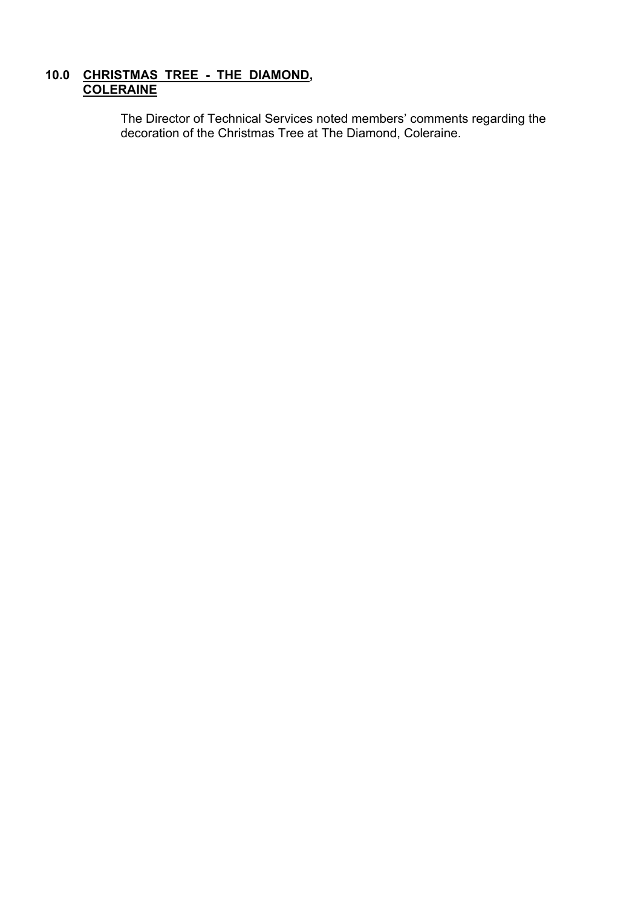## 10.0 CHRISTMAS TREE - THE DIAMOND, COLERAINE

The Director of Technical Services noted members' comments regarding the decoration of the Christmas Tree at The Diamond, Coleraine.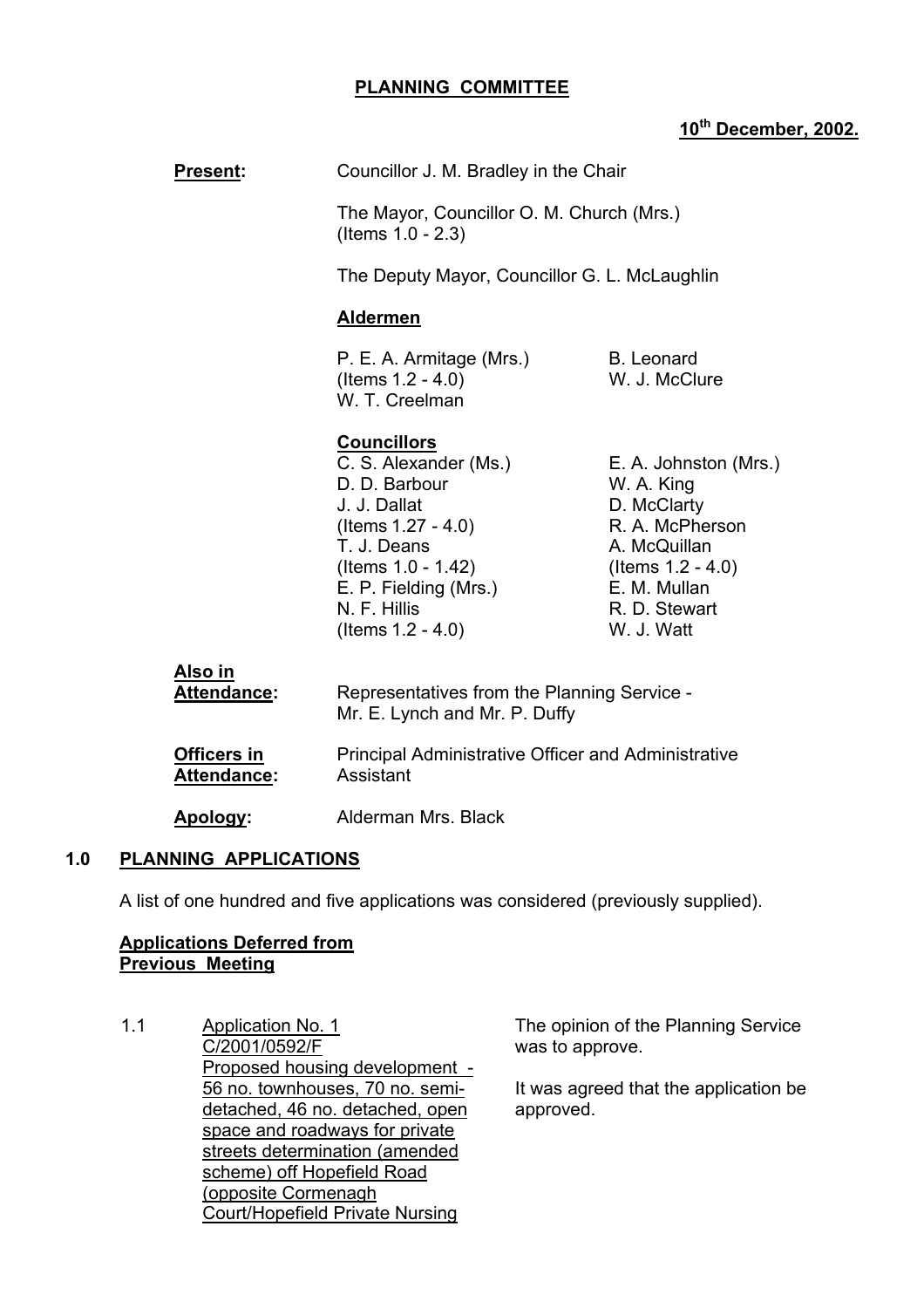# PLANNING COMMITTEE

**10th December, 2002.**

**Present:** Councillor J. M. Bradley in the Chair

The Mayor, Councillor O. M. Church (Mrs.) (Items 1.0 - 2.3)

The Deputy Mayor, Councillor G. L. McLaughlin

**Aldermen**

P. E. A. Armitage (Mrs.) (Items 1.2 - 4.0)
W. T. Creelman
B. Leonard
W. J. McClure

**Councillors**

C. S. Alexander (Ms.)
D. D. Barbour
J. J. Dallat (Items 1.27 - 4.0)
T. J. Deans (Items 1.0 - 1.42)
E. P. Fielding (Mrs.)
N. F. Hillis (Items 1.2 - 4.0)
E. A. Johnston (Mrs.)
W. A. King
D. McClarty
R. A. McPherson
A. McQuillan (Items 1.2 - 4.0)
E. M. Mullan
R. D. Stewart
W. J. Watt

**Also in Attendance:** Representatives from the Planning Service - Mr. E. Lynch and Mr. P. Duffy

**Officers in Attendance:** Principal Administrative Officer and Administrative Assistant

**Apology:** Alderman Mrs. Black

## 1.0 PLANNING APPLICATIONS

A list of one hundred and five applications was considered (previously supplied).

**Applications Deferred from Previous Meeting**

1.1 Application No. 1
C/2001/0592/F
Proposed housing development - 56 no. townhouses, 70 no. semi-detached, 46 no. detached, open space and roadways for private streets determination (amended scheme) off Hopefield Road (opposite Cormenagh Court/Hopefield Private Nursing

The opinion of the Planning Service was to approve.

It was agreed that the application be approved.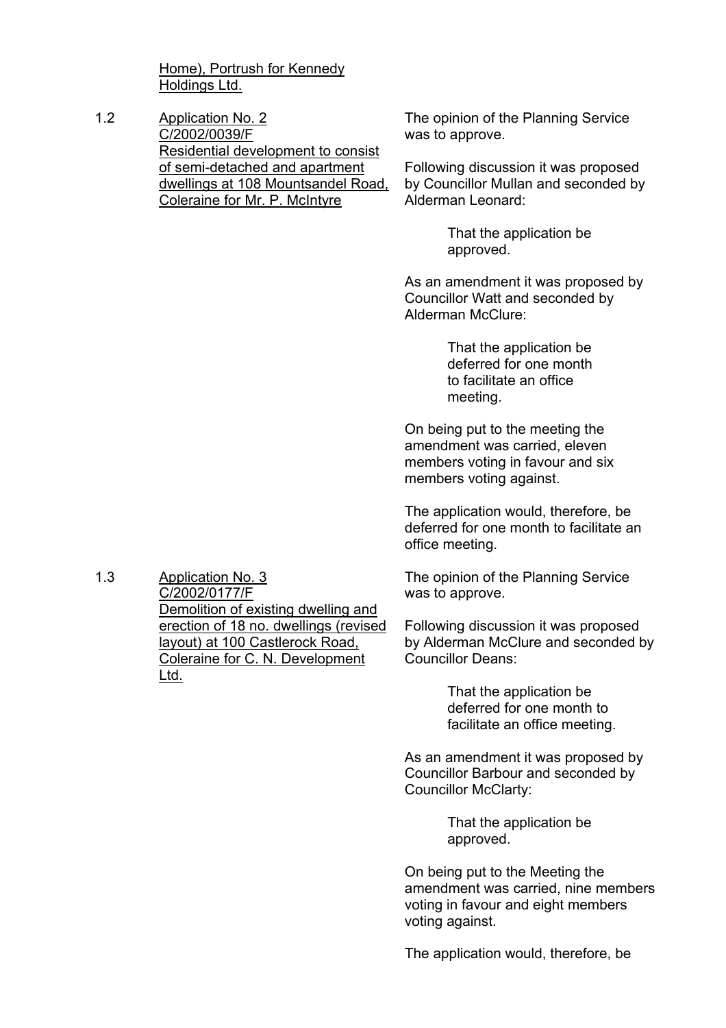Home), Portrush for Kennedy Holdings Ltd.

1.2 Application No. 2
C/2002/0039/F
Residential development to consist of semi-detached and apartment dwellings at 108 Mountsandel Road, Coleraine for Mr. P. McIntyre

The opinion of the Planning Service was to approve.

Following discussion it was proposed by Councillor Mullan and seconded by Alderman Leonard:

> That the application be approved.

As an amendment it was proposed by Councillor Watt and seconded by Alderman McClure:

> That the application be deferred for one month to facilitate an office meeting.

On being put to the meeting the amendment was carried, eleven members voting in favour and six members voting against.

The application would, therefore, be deferred for one month to facilitate an office meeting.

1.3 Application No. 3
C/2002/0177/F
Demolition of existing dwelling and erection of 18 no. dwellings (revised layout) at 100 Castlerock Road, Coleraine for C. N. Development Ltd.

The opinion of the Planning Service was to approve.

Following discussion it was proposed by Alderman McClure and seconded by Councillor Deans:

> That the application be deferred for one month to facilitate an office meeting.

As an amendment it was proposed by Councillor Barbour and seconded by Councillor McClarty:

> That the application be approved.

On being put to the Meeting the amendment was carried, nine members voting in favour and eight members voting against.

The application would, therefore, be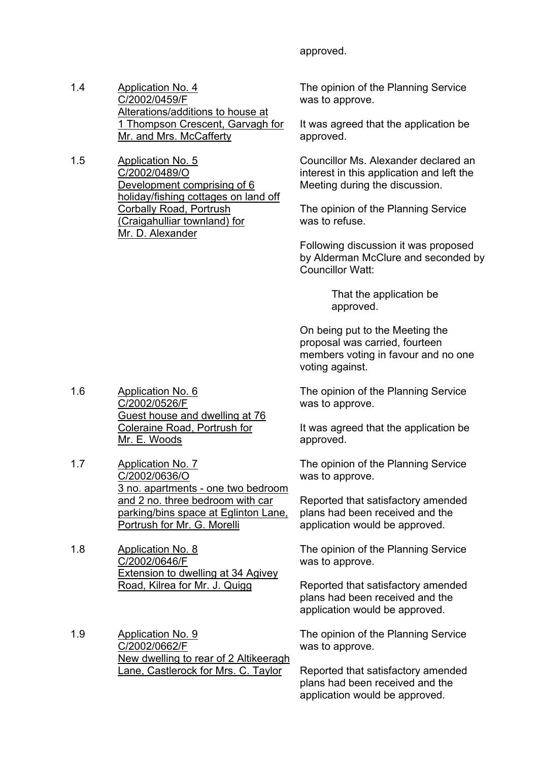approved.

1.4 Application No. 4
C/2002/0459/F
Alterations/additions to house at 1 Thompson Crescent, Garvagh for Mr. and Mrs. McCafferty

The opinion of the Planning Service was to approve.

It was agreed that the application be approved.

1.5 Application No. 5
C/2002/0489/O
Development comprising of 6 holiday/fishing cottages on land off Corbally Road, Portrush (Craigahulliar townland) for Mr. D. Alexander

Councillor Ms. Alexander declared an interest in this application and left the Meeting during the discussion.

The opinion of the Planning Service was to refuse.

Following discussion it was proposed by Alderman McClure and seconded by Councillor Watt:

> That the application be approved.

On being put to the Meeting the proposal was carried, fourteen members voting in favour and no one voting against.

1.6 Application No. 6
C/2002/0526/F
Guest house and dwelling at 76 Coleraine Road, Portrush for Mr. E. Woods

The opinion of the Planning Service was to approve.

It was agreed that the application be approved.

1.7 Application No. 7
C/2002/0636/O
3 no. apartments - one two bedroom and 2 no. three bedroom with car parking/bins space at Eglinton Lane, Portrush for Mr. G. Morelli

The opinion of the Planning Service was to approve.

Reported that satisfactory amended plans had been received and the application would be approved.

1.8 Application No. 8
C/2002/0646/F
Extension to dwelling at 34 Agivey Road, Kilrea for Mr. J. Quigg

The opinion of the Planning Service was to approve.

Reported that satisfactory amended plans had been received and the application would be approved.

1.9 Application No. 9
C/2002/0662/F
New dwelling to rear of 2 Altikeeragh Lane, Castlerock for Mrs. C. Taylor

The opinion of the Planning Service was to approve.

Reported that satisfactory amended plans had been received and the application would be approved.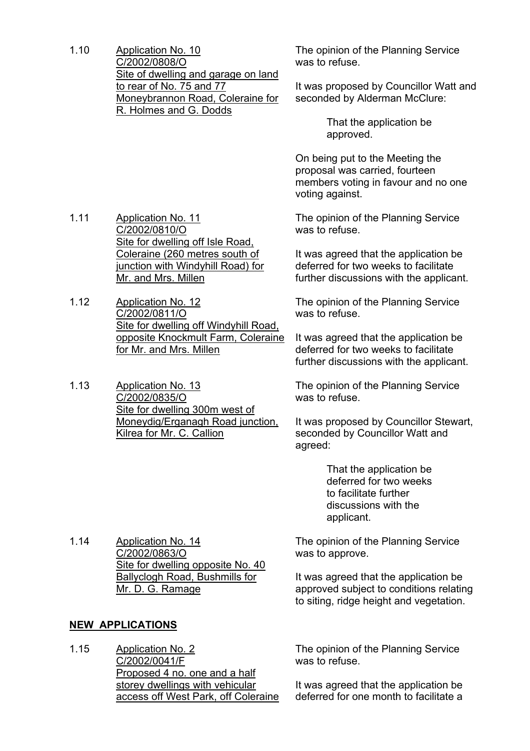1.10 Application No. 10
C/2002/0808/O
Site of dwelling and garage on land to rear of No. 75 and 77 Moneybrannon Road, Coleraine for R. Holmes and G. Dodds

The opinion of the Planning Service was to refuse.

It was proposed by Councillor Watt and seconded by Alderman McClure:

> That the application be approved.

On being put to the Meeting the proposal was carried, fourteen members voting in favour and no one voting against.

1.11 Application No. 11
C/2002/0810/O
Site for dwelling off Isle Road, Coleraine (260 metres south of junction with Windyhill Road) for Mr. and Mrs. Millen

The opinion of the Planning Service was to refuse.

It was agreed that the application be deferred for two weeks to facilitate further discussions with the applicant.

1.12 Application No. 12
C/2002/0811/O
Site for dwelling off Windyhill Road, opposite Knockmult Farm, Coleraine for Mr. and Mrs. Millen

The opinion of the Planning Service was to refuse.

It was agreed that the application be deferred for two weeks to facilitate further discussions with the applicant.

1.13 Application No. 13
C/2002/0835/O
Site for dwelling 300m west of Moneydig/Erganagh Road junction, Kilrea for Mr. C. Callion

The opinion of the Planning Service was to refuse.

It was proposed by Councillor Stewart, seconded by Councillor Watt and agreed:

> That the application be deferred for two weeks to facilitate further discussions with the applicant.

1.14 Application No. 14
C/2002/0863/O
Site for dwelling opposite No. 40 Ballyclogh Road, Bushmills for Mr. D. G. Ramage

The opinion of the Planning Service was to approve.

It was agreed that the application be approved subject to conditions relating to siting, ridge height and vegetation.

**NEW APPLICATIONS**

1.15 Application No. 2
C/2002/0041/F
Proposed 4 no. one and a half storey dwellings with vehicular access off West Park, off Coleraine

The opinion of the Planning Service was to refuse.

It was agreed that the application be deferred for one month to facilitate a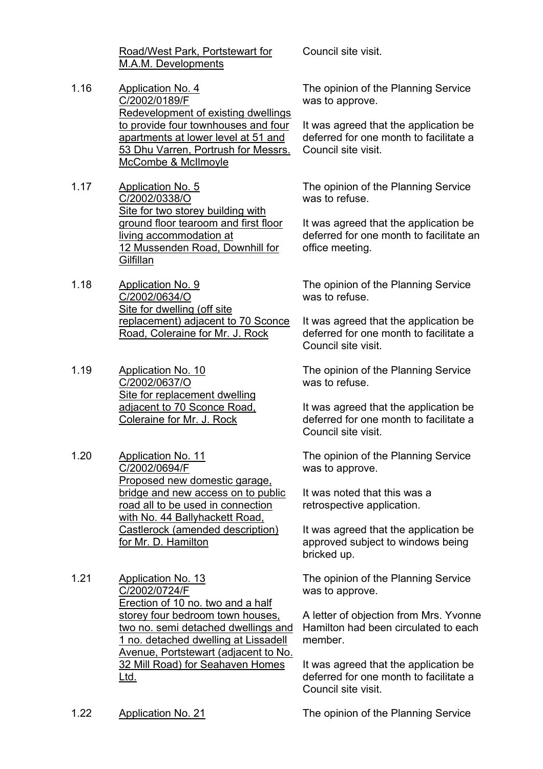| | | |
|---|---|---|
| | Road/West Park, Portstewart for M.A.M. Developments | Council site visit. |
| 1.16 | Application No. 4<br>C/2002/0189/F<br>Redevelopment of existing dwellings to provide four townhouses and four apartments at lower level at 51 and 53 Dhu Varren, Portrush for Messrs. McCombe & McIlmoyle | The opinion of the Planning Service was to approve.<br><br>It was agreed that the application be deferred for one month to facilitate a Council site visit. |
| 1.17 | Application No. 5<br>C/2002/0338/O<br>Site for two storey building with ground floor tearoom and first floor living accommodation at 12 Mussenden Road, Downhill for Gilfillan | The opinion of the Planning Service was to refuse.<br><br>It was agreed that the application be deferred for one month to facilitate an office meeting. |
| 1.18 | Application No. 9<br>C/2002/0634/O<br>Site for dwelling (off site replacement) adjacent to 70 Sconce Road, Coleraine for Mr. J. Rock | The opinion of the Planning Service was to refuse.<br><br>It was agreed that the application be deferred for one month to facilitate a Council site visit. |
| 1.19 | Application No. 10<br>C/2002/0637/O<br>Site for replacement dwelling adjacent to 70 Sconce Road, Coleraine for Mr. J. Rock | The opinion of the Planning Service was to refuse.<br><br>It was agreed that the application be deferred for one month to facilitate a Council site visit. |
| 1.20 | Application No. 11<br>C/2002/0694/F<br>Proposed new domestic garage, bridge and new access on to public road all to be used in connection with No. 44 Ballyhackett Road, Castlerock (amended description) for Mr. D. Hamilton | The opinion of the Planning Service was to approve.<br><br>It was noted that this was a retrospective application.<br><br>It was agreed that the application be approved subject to windows being bricked up. |
| 1.21 | Application No. 13<br>C/2002/0724/F<br>Erection of 10 no. two and a half storey four bedroom town houses, two no. semi detached dwellings and 1 no. detached dwelling at Lissadell Avenue, Portstewart (adjacent to No. 32 Mill Road) for Seahaven Homes Ltd. | The opinion of the Planning Service was to approve.<br><br>A letter of objection from Mrs. Yvonne Hamilton had been circulated to each member.<br><br>It was agreed that the application be deferred for one month to facilitate a Council site visit. |
| 1.22 | Application No. 21 | The opinion of the Planning Service |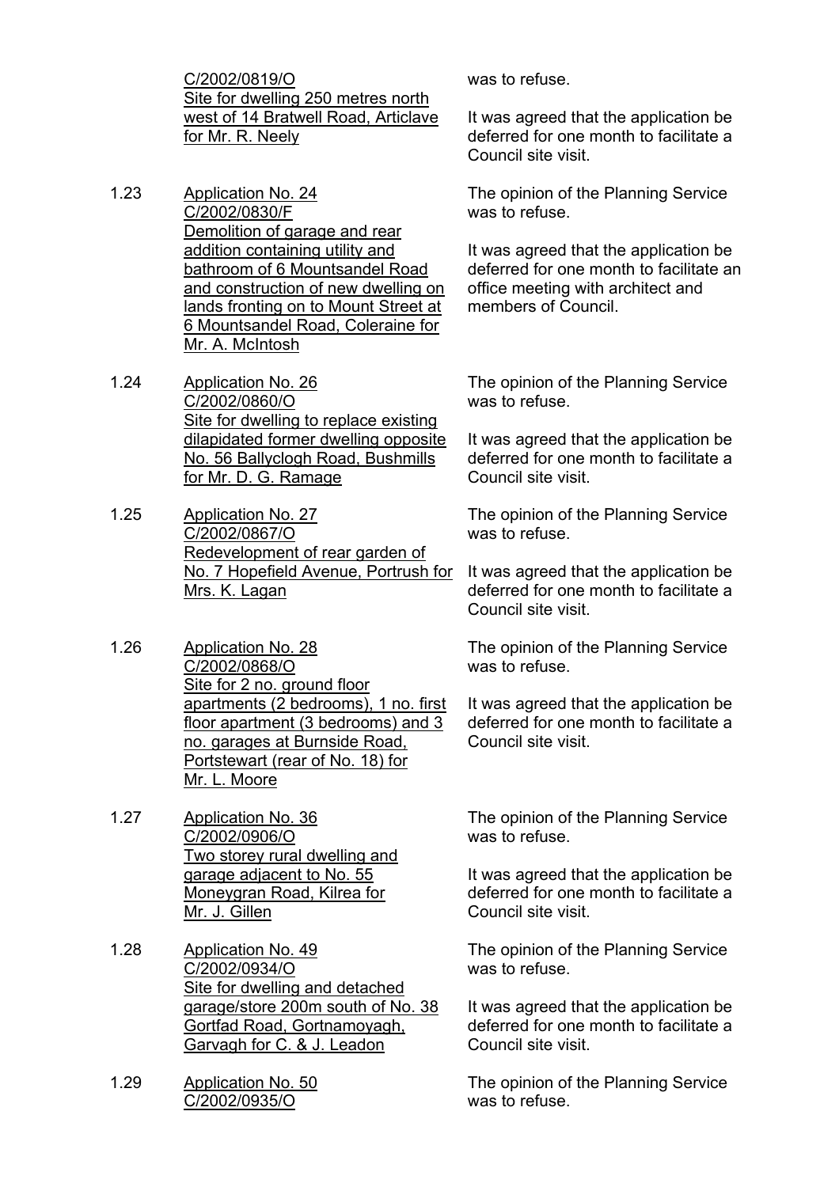C/2002/0819/O
Site for dwelling 250 metres north west of 14 Bratwell Road, Articlave for Mr. R. Neely

was to refuse.

It was agreed that the application be deferred for one month to facilitate a Council site visit.

1.23 Application No. 24
C/2002/0830/F
Demolition of garage and rear addition containing utility and bathroom of 6 Mountsandel Road and construction of new dwelling on lands fronting on to Mount Street at 6 Mountsandel Road, Coleraine for Mr. A. McIntosh

The opinion of the Planning Service was to refuse.

It was agreed that the application be deferred for one month to facilitate an office meeting with architect and members of Council.

1.24 Application No. 26
C/2002/0860/O
Site for dwelling to replace existing dilapidated former dwelling opposite No. 56 Ballyclogh Road, Bushmills for Mr. D. G. Ramage

The opinion of the Planning Service was to refuse.

It was agreed that the application be deferred for one month to facilitate a Council site visit.

1.25 Application No. 27
C/2002/0867/O
Redevelopment of rear garden of No. 7 Hopefield Avenue, Portrush for Mrs. K. Lagan

The opinion of the Planning Service was to refuse.

It was agreed that the application be deferred for one month to facilitate a Council site visit.

1.26 Application No. 28
C/2002/0868/O
Site for 2 no. ground floor apartments (2 bedrooms), 1 no. first floor apartment (3 bedrooms) and 3 no. garages at Burnside Road, Portstewart (rear of No. 18) for Mr. L. Moore

The opinion of the Planning Service was to refuse.

It was agreed that the application be deferred for one month to facilitate a Council site visit.

1.27 Application No. 36
C/2002/0906/O
Two storey rural dwelling and garage adjacent to No. 55 Moneygran Road, Kilrea for Mr. J. Gillen

The opinion of the Planning Service was to refuse.

It was agreed that the application be deferred for one month to facilitate a Council site visit.

1.28 Application No. 49
C/2002/0934/O
Site for dwelling and detached garage/store 200m south of No. 38 Gortfad Road, Gortnamoyagh, Garvagh for C. & J. Leadon

The opinion of the Planning Service was to refuse.

It was agreed that the application be deferred for one month to facilitate a Council site visit.

1.29 Application No. 50
C/2002/0935/O

The opinion of the Planning Service was to refuse.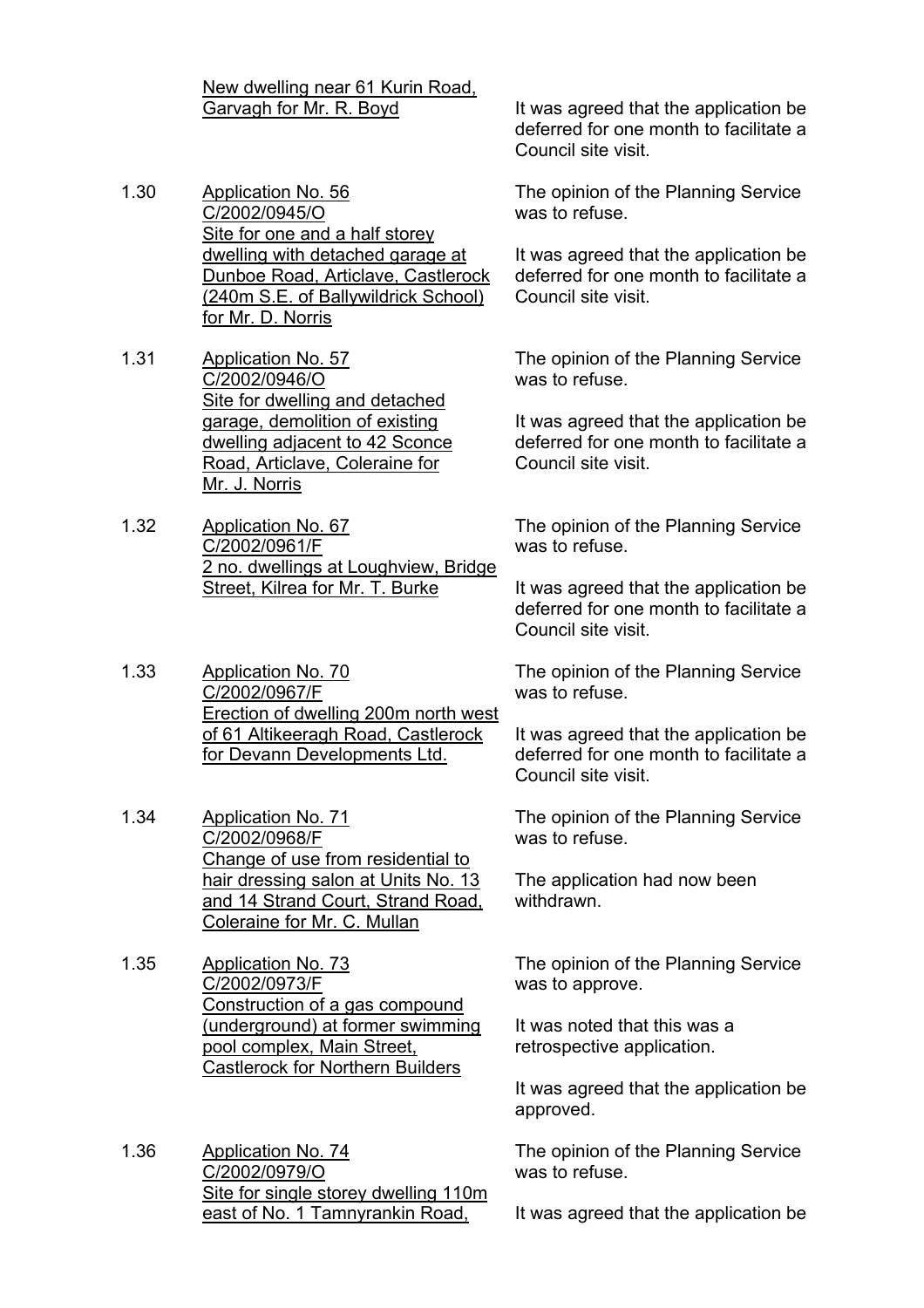| | | |
|---|---|---|
| | <u>New dwelling near 61 Kurin Road, Garvagh for Mr. R. Boyd</u> | It was agreed that the application be deferred for one month to facilitate a Council site visit. |
| 1.30 | <u>Application No. 56 C/2002/0945/O Site for one and a half storey dwelling with detached garage at Dunboe Road, Articlave, Castlerock (240m S.E. of Ballywildrick School) for Mr. D. Norris</u> | The opinion of the Planning Service was to refuse.<br><br>It was agreed that the application be deferred for one month to facilitate a Council site visit. |
| 1.31 | <u>Application No. 57 C/2002/0946/O Site for dwelling and detached garage, demolition of existing dwelling adjacent to 42 Sconce Road, Articlave, Coleraine for Mr. J. Norris</u> | The opinion of the Planning Service was to refuse.<br><br>It was agreed that the application be deferred for one month to facilitate a Council site visit. |
| 1.32 | <u>Application No. 67 C/2002/0961/F 2 no. dwellings at Loughview, Bridge Street, Kilrea for Mr. T. Burke</u> | The opinion of the Planning Service was to refuse.<br><br>It was agreed that the application be deferred for one month to facilitate a Council site visit. |
| 1.33 | <u>Application No. 70 C/2002/0967/F Erection of dwelling 200m north west of 61 Altikeeragh Road, Castlerock for Devann Developments Ltd.</u> | The opinion of the Planning Service was to refuse.<br><br>It was agreed that the application be deferred for one month to facilitate a Council site visit. |
| 1.34 | <u>Application No. 71 C/2002/0968/F Change of use from residential to hair dressing salon at Units No. 13 and 14 Strand Court, Strand Road, Coleraine for Mr. C. Mullan</u> | The opinion of the Planning Service was to refuse.<br><br>The application had now been withdrawn. |
| 1.35 | <u>Application No. 73 C/2002/0973/F Construction of a gas compound (underground) at former swimming pool complex, Main Street, Castlerock for Northern Builders</u> | The opinion of the Planning Service was to approve.<br><br>It was noted that this was a retrospective application.<br><br>It was agreed that the application be approved. |
| 1.36 | <u>Application No. 74 C/2002/0979/O Site for single storey dwelling 110m east of No. 1 Tamnyrankin Road,</u> | The opinion of the Planning Service was to refuse.<br><br>It was agreed that the application be |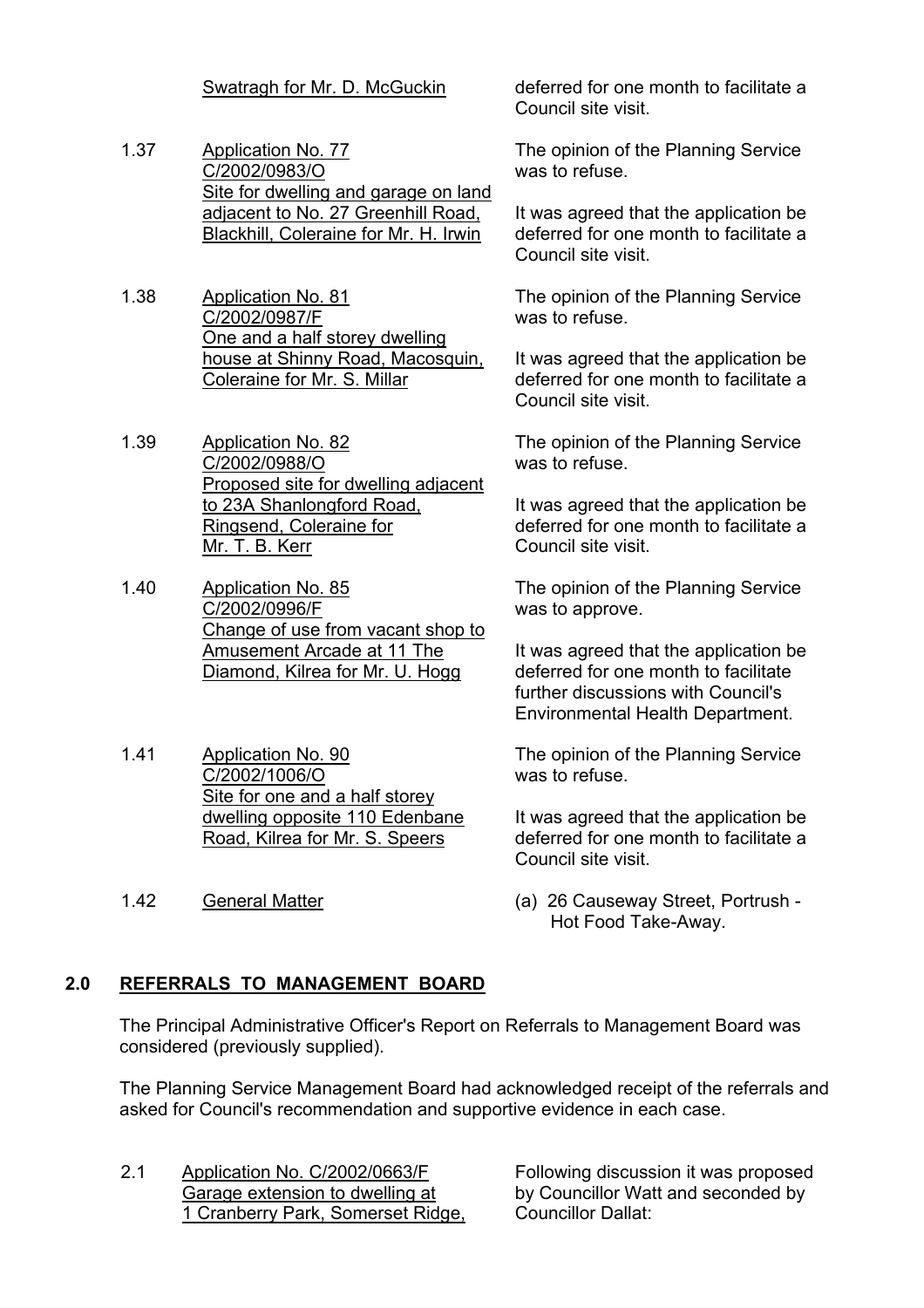| | | |
|---|---|---|
| | Swatragh for Mr. D. McGuckin | deferred for one month to facilitate a Council site visit. |
| 1.37 | Application No. 77<br>C/2002/0983/O<br>Site for dwelling and garage on land adjacent to No. 27 Greenhill Road, Blackhill, Coleraine for Mr. H. Irwin | The opinion of the Planning Service was to refuse.<br><br>It was agreed that the application be deferred for one month to facilitate a Council site visit. |
| 1.38 | Application No. 81<br>C/2002/0987/F<br>One and a half storey dwelling house at Shinny Road, Macosquin, Coleraine for Mr. S. Millar | The opinion of the Planning Service was to refuse.<br><br>It was agreed that the application be deferred for one month to facilitate a Council site visit. |
| 1.39 | Application No. 82<br>C/2002/0988/O<br>Proposed site for dwelling adjacent to 23A Shanlongford Road, Ringsend, Coleraine for Mr. T. B. Kerr | The opinion of the Planning Service was to refuse.<br><br>It was agreed that the application be deferred for one month to facilitate a Council site visit. |
| 1.40 | Application No. 85<br>C/2002/0996/F<br>Change of use from vacant shop to Amusement Arcade at 11 The Diamond, Kilrea for Mr. U. Hogg | The opinion of the Planning Service was to approve.<br><br>It was agreed that the application be deferred for one month to facilitate further discussions with Council's Environmental Health Department. |
| 1.41 | Application No. 90<br>C/2002/1006/O<br>Site for one and a half storey dwelling opposite 110 Edenbane Road, Kilrea for Mr. S. Speers | The opinion of the Planning Service was to refuse.<br><br>It was agreed that the application be deferred for one month to facilitate a Council site visit. |
| 1.42 | General Matter | (a) 26 Causeway Street, Portrush - Hot Food Take-Away. |

## 2.0 REFERRALS TO MANAGEMENT BOARD

The Principal Administrative Officer's Report on Referrals to Management Board was considered (previously supplied).

The Planning Service Management Board had acknowledged receipt of the referrals and asked for Council's recommendation and supportive evidence in each case.

| | | |
|---|---|---|
| 2.1 | Application No. C/2002/0663/F<br>Garage extension to dwelling at 1 Cranberry Park, Somerset Ridge, | Following discussion it was proposed by Councillor Watt and seconded by Councillor Dallat: |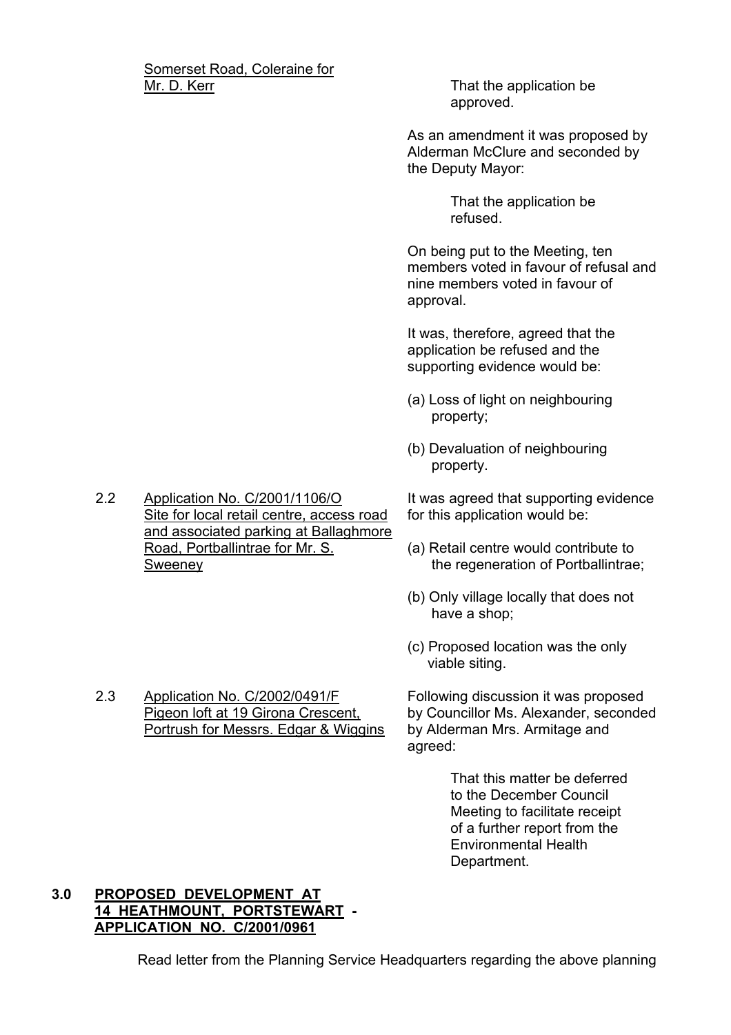Somerset Road, Coleraine for Mr. D. Kerr

That the application be approved.

As an amendment it was proposed by Alderman McClure and seconded by the Deputy Mayor:

That the application be refused.

On being put to the Meeting, ten members voted in favour of refusal and nine members voted in favour of approval.

It was, therefore, agreed that the application be refused and the supporting evidence would be:

(a) Loss of light on neighbouring property;

(b) Devaluation of neighbouring property.

2.2 Application No. C/2001/1106/O Site for local retail centre, access road and associated parking at Ballaghmore Road, Portballintrae for Mr. S. Sweeney

It was agreed that supporting evidence for this application would be:

(a) Retail centre would contribute to the regeneration of Portballintrae;

(b) Only village locally that does not have a shop;

(c) Proposed location was the only viable siting.

2.3 Application No. C/2002/0491/F Pigeon loft at 19 Girona Crescent, Portrush for Messrs. Edgar & Wiggins

Following discussion it was proposed by Councillor Ms. Alexander, seconded by Alderman Mrs. Armitage and agreed:

That this matter be deferred to the December Council Meeting to facilitate receipt of a further report from the Environmental Health Department.

## 3.0 PROPOSED DEVELOPMENT AT 14 HEATHMOUNT, PORTSTEWART - APPLICATION NO. C/2001/0961

Read letter from the Planning Service Headquarters regarding the above planning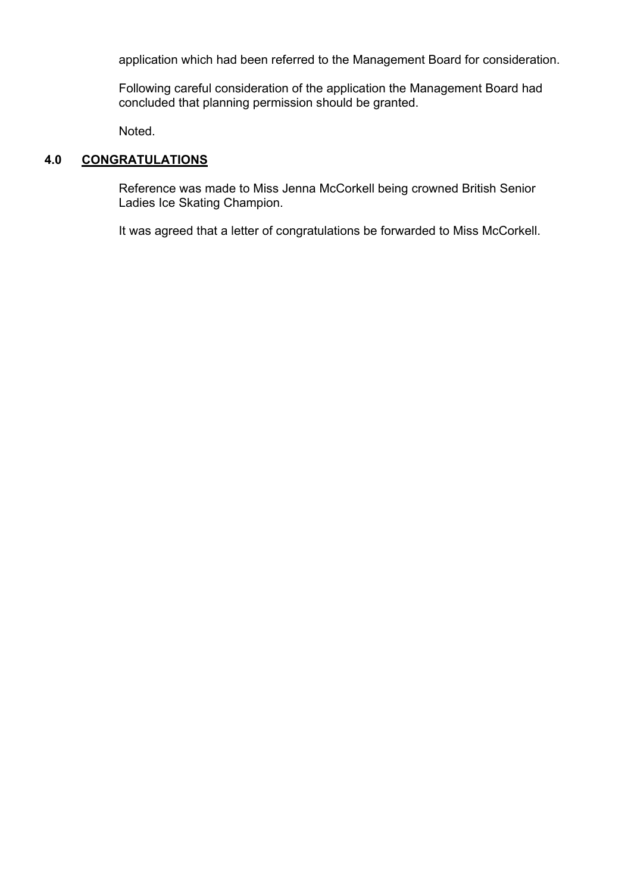application which had been referred to the Management Board for consideration.

Following careful consideration of the application the Management Board had concluded that planning permission should be granted.

Noted.

## 4.0 CONGRATULATIONS

Reference was made to Miss Jenna McCorkell being crowned British Senior Ladies Ice Skating Champion.

It was agreed that a letter of congratulations be forwarded to Miss McCorkell.